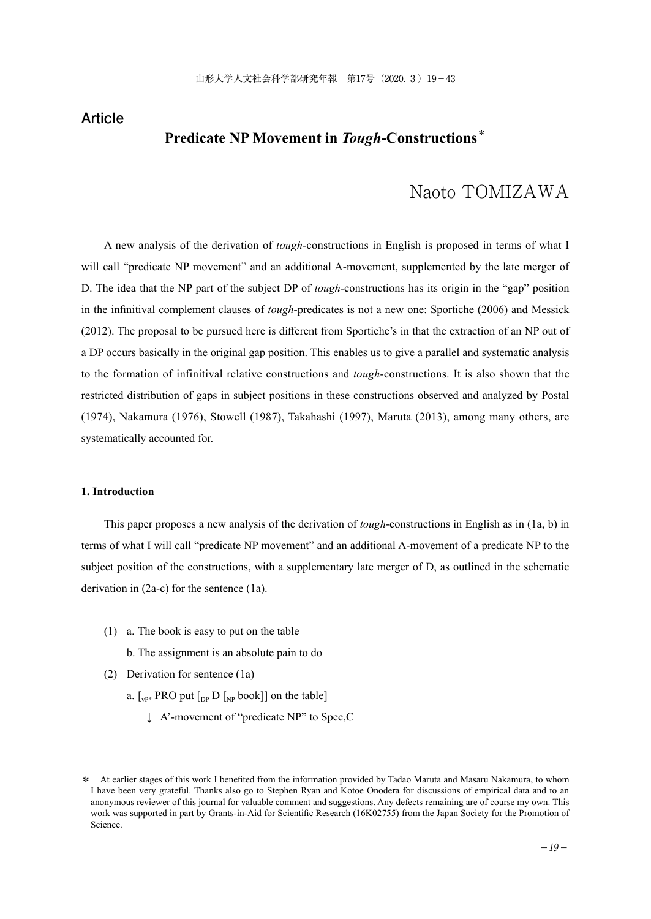Article

# Predicate NP Movement in *Tough*-Constructions*

Naoto TOMIZAWA

A new analysis of the derivation of *tough*-constructions in English is proposed in terms of what I will call "predicate NP movement" and an additional A-movement, supplemented by the late merger of D. The idea that the NP part of the subject DP of *tough*-constructions has its origin in the "gap" position in the infinitival complement clauses of *tough*-predicates is not a new one: Sportiche (2006) and Messick (2012). The proposal to be pursued here is different from Sportiche's in that the extraction of an NP out of a DP occurs basically in the original gap position. This enables us to give a parallel and systematic analysis to the formation of infinitival relative constructions and *tough*-constructions. It is also shown that the restricted distribution of gaps in subject positions in these constructions observed and analyzed by Postal (1974), Nakamura (1976), Stowell (1987), Takahashi (1997), Maruta (2013), among many others, are systematically accounted for.

## 1. Introduction

This paper proposes a new analysis of the derivation of *tough*-constructions in English as in (1a, b) in terms of what I will call "predicate NP movement" and an additional A-movement of a predicate NP to the subject position of the constructions, with a supplementary late merger of D, as outlined in the schematic derivation in (2a-c) for the sentence (1a).

(1) a. The book is easy to put on the table

b. The assignment is an absolute pain to do

(2) Derivation for sentence (1a)

a. [$_{vP*}$ PRO put [$_{DP}$ D [$_{NP}$ book]] on the table]

↓ A'-movement of "predicate NP" to Spec,C

---

\* At earlier stages of this work I benefited from the information provided by Tadao Maruta and Masaru Nakamura, to whom I have been very grateful. Thanks also go to Stephen Ryan and Kotoe Onodera for discussions of empirical data and to an anonymous reviewer of this journal for valuable comment and suggestions. Any defects remaining are of course my own. This work was supported in part by Grants-in-Aid for Scientific Research (16K02755) from the Japan Society for the Promotion of Science.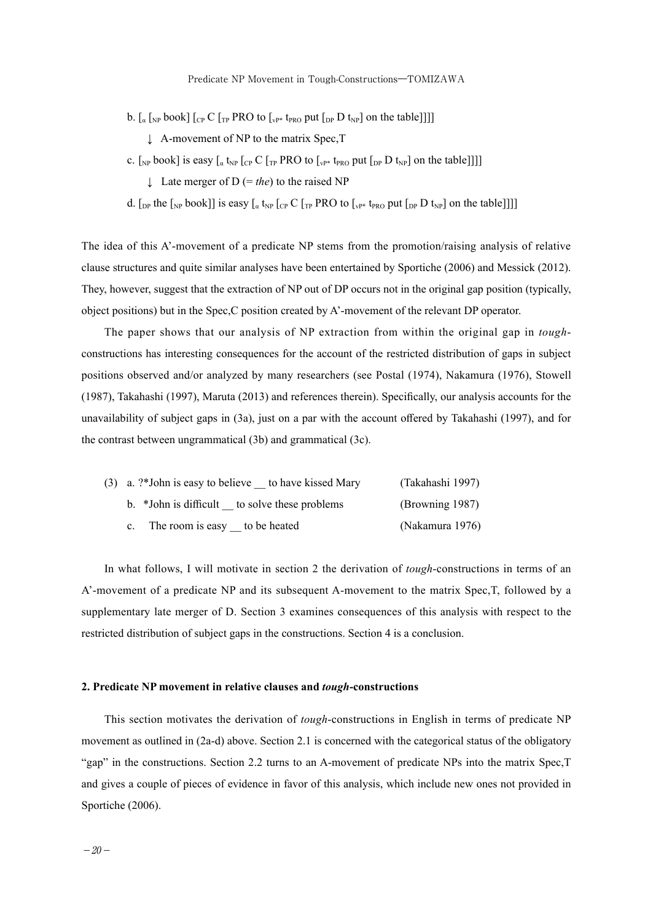b. [$_{\alpha}$ [$_{NP}$ book] [$_{CP}$ C [$_{TP}$ PRO to [$_{vP*}$ $t_{PRO}$ put [$_{DP}$ D $t_{NP}$] on the table]]]]

↓ A-movement of NP to the matrix Spec,T

c. [$_{NP}$ book] is easy [$_{\alpha}$ $t_{NP}$ [$_{CP}$ C [$_{TP}$ PRO to [$_{vP*}$ $t_{PRO}$ put [$_{DP}$ D $t_{NP}$] on the table]]]]

↓ Late merger of D (= *the*) to the raised NP

d. [$_{DP}$ the [$_{NP}$ book]] is easy [$_{\alpha}$ $t_{NP}$ [$_{CP}$ C [$_{TP}$ PRO to [$_{vP*}$ $t_{PRO}$ put [$_{DP}$ D $t_{NP}$] on the table]]]]

The idea of this A'-movement of a predicate NP stems from the promotion/raising analysis of relative clause structures and quite similar analyses have been entertained by Sportiche (2006) and Messick (2012). They, however, suggest that the extraction of NP out of DP occurs not in the original gap position (typically, object positions) but in the Spec,C position created by A'-movement of the relevant DP operator.

The paper shows that our analysis of NP extraction from within the original gap in *tough*-constructions has interesting consequences for the account of the restricted distribution of gaps in subject positions observed and/or analyzed by many researchers (see Postal (1974), Nakamura (1976), Stowell (1987), Takahashi (1997), Maruta (2013) and references therein). Specifically, our analysis accounts for the unavailability of subject gaps in (3a), just on a par with the account offered by Takahashi (1997), and for the contrast between ungrammatical (3b) and grammatical (3c).

(3) a. ?*John is easy to believe __ to have kissed Mary (Takahashi 1997)

b. *John is difficult __ to solve these problems (Browning 1987)

c. The room is easy __ to be heated (Nakamura 1976)

In what follows, I will motivate in section 2 the derivation of *tough*-constructions in terms of an A'-movement of a predicate NP and its subsequent A-movement to the matrix Spec,T, followed by a supplementary late merger of D. Section 3 examines consequences of this analysis with respect to the restricted distribution of subject gaps in the constructions. Section 4 is a conclusion.

## 2. Predicate NP movement in relative clauses and *tough*-constructions

This section motivates the derivation of *tough*-constructions in English in terms of predicate NP movement as outlined in (2a-d) above. Section 2.1 is concerned with the categorical status of the obligatory "gap" in the constructions. Section 2.2 turns to an A-movement of predicate NPs into the matrix Spec,T and gives a couple of pieces of evidence in favor of this analysis, which include new ones not provided in Sportiche (2006).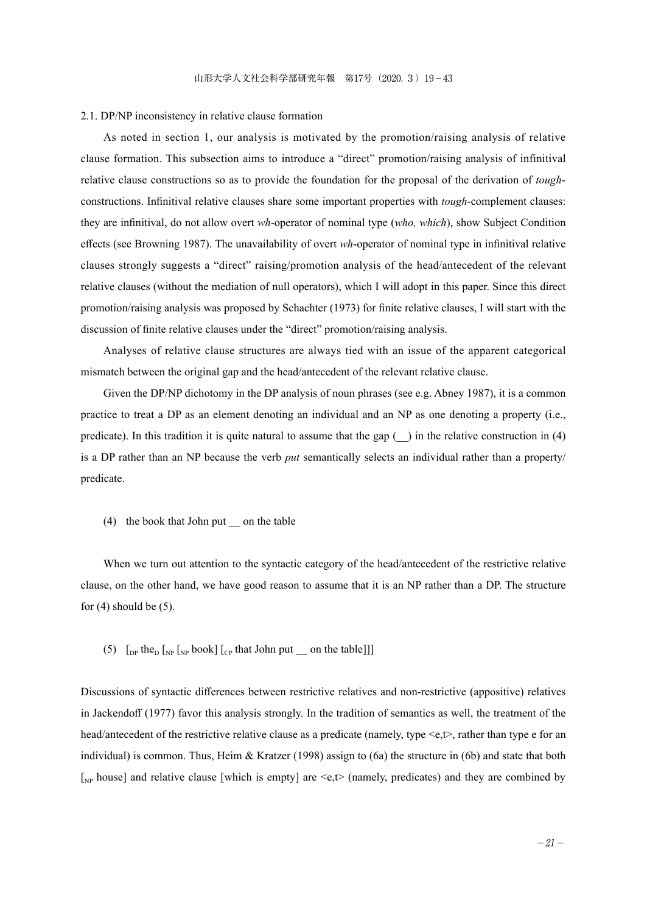### 2.1. DP/NP inconsistency in relative clause formation

As noted in section 1, our analysis is motivated by the promotion/raising analysis of relative clause formation. This subsection aims to introduce a "direct" promotion/raising analysis of infinitival relative clause constructions so as to provide the foundation for the proposal of the derivation of *tough*-constructions. Infinitival relative clauses share some important properties with *tough*-complement clauses: they are infinitival, do not allow overt *wh*-operator of nominal type (*who, which*), show Subject Condition effects (see Browning 1987). The unavailability of overt *wh*-operator of nominal type in infinitival relative clauses strongly suggests a "direct" raising/promotion analysis of the head/antecedent of the relevant relative clauses (without the mediation of null operators), which I will adopt in this paper. Since this direct promotion/raising analysis was proposed by Schachter (1973) for finite relative clauses, I will start with the discussion of finite relative clauses under the "direct" promotion/raising analysis.

Analyses of relative clause structures are always tied with an issue of the apparent categorical mismatch between the original gap and the head/antecedent of the relevant relative clause.

Given the DP/NP dichotomy in the DP analysis of noun phrases (see e.g. Abney 1987), it is a common practice to treat a DP as an element denoting an individual and an NP as one denoting a property (i.e., predicate). In this tradition it is quite natural to assume that the gap (__) in the relative construction in (4) is a DP rather than an NP because the verb *put* semantically selects an individual rather than a property/predicate.

(4) the book that John put __ on the table

When we turn out attention to the syntactic category of the head/antecedent of the restrictive relative clause, on the other hand, we have good reason to assume that it is an NP rather than a DP. The structure for (4) should be (5).

(5) [$_{DP}$ the$_{D}$ [$_{NP}$ [$_{NP}$ book] [$_{CP}$ that John put __ on the table]]]

Discussions of syntactic differences between restrictive relatives and non-restrictive (appositive) relatives in Jackendoff (1977) favor this analysis strongly. In the tradition of semantics as well, the treatment of the head/antecedent of the restrictive relative clause as a predicate (namely, type <e,t>, rather than type e for an individual) is common. Thus, Heim & Kratzer (1998) assign to (6a) the structure in (6b) and state that both [$_{NP}$ house] and relative clause [which is empty] are <e,t> (namely, predicates) and they are combined by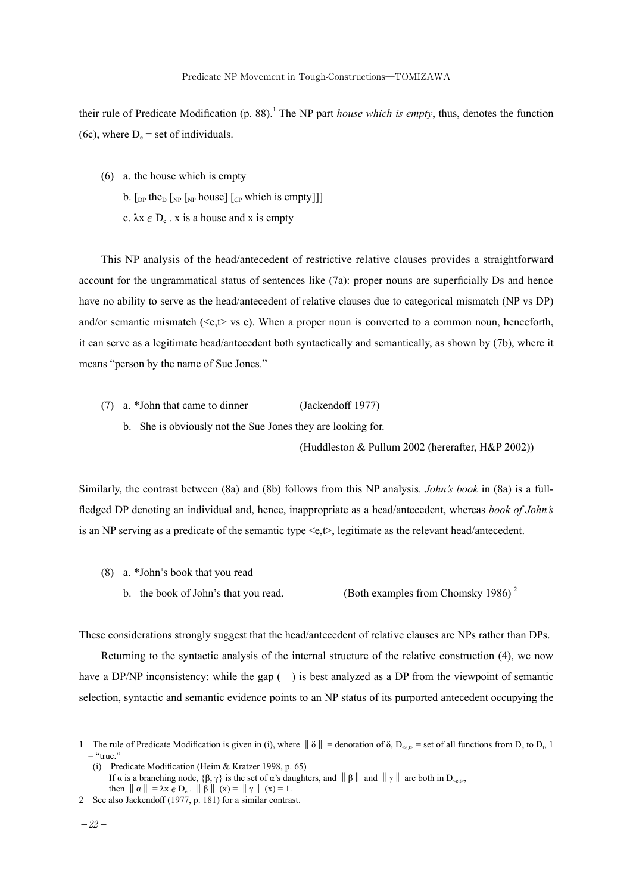their rule of Predicate Modification (p. 88).[1] The NP part *house which is empty*, thus, denotes the function (6c), where $D_e$ = set of individuals.

(6) a. the house which is empty

b. [$_{DP}$ the$_D$ [$_{NP}$ [$_{NP}$ house] [$_{CP}$ which is empty]]]

c. $\lambda x \in D_e$ . x is a house and x is empty

This NP analysis of the head/antecedent of restrictive relative clauses provides a straightforward account for the ungrammatical status of sentences like (7a): proper nouns are superficially Ds and hence have no ability to serve as the head/antecedent of relative clauses due to categorical mismatch (NP vs DP) and/or semantic mismatch (<e,t> vs e). When a proper noun is converted to a common noun, henceforth, it can serve as a legitimate head/antecedent both syntactically and semantically, as shown by (7b), where it means "person by the name of Sue Jones."

(7) a. *John that came to dinner (Jackendoff 1977)

b. She is obviously not the Sue Jones they are looking for.

(Huddleston & Pullum 2002 (hererafter, H&P 2002))

Similarly, the contrast between (8a) and (8b) follows from this NP analysis. *John's book* in (8a) is a full-fledged DP denoting an individual and, hence, inappropriate as a head/antecedent, whereas *book of John's* is an NP serving as a predicate of the semantic type <e,t>, legitimate as the relevant head/antecedent.

(8) a. *John's book that you read

b. the book of John's that you read. (Both examples from Chomsky 1986)[2]

These considerations strongly suggest that the head/antecedent of relative clauses are NPs rather than DPs.

Returning to the syntactic analysis of the internal structure of the relative construction (4), we now have a DP/NP inconsistency: while the gap (__) is best analyzed as a DP from the viewpoint of semantic selection, syntactic and semantic evidence points to an NP status of its purported antecedent occupying the

---

1 The rule of Predicate Modification is given in (i), where $\| \delta \|$ = denotation of $\delta$, $D_{<e,t>}$ = set of all functions from $D_e$ to $D_t$, 1 = "true."

(i) Predicate Modification (Heim & Kratzer 1998, p. 65)
If $\alpha$ is a branching node, $\{\beta, \gamma\}$ is the set of $\alpha$'s daughters, and $\| \beta \|$ and $\| \gamma \|$ are both in $D_{<e,t>}$,
then $\| \alpha \| = \lambda x \in D_e$ . $\| \beta \|$ (x) = $\| \gamma \|$ (x) = 1.

2 See also Jackendoff (1977, p. 181) for a similar contrast.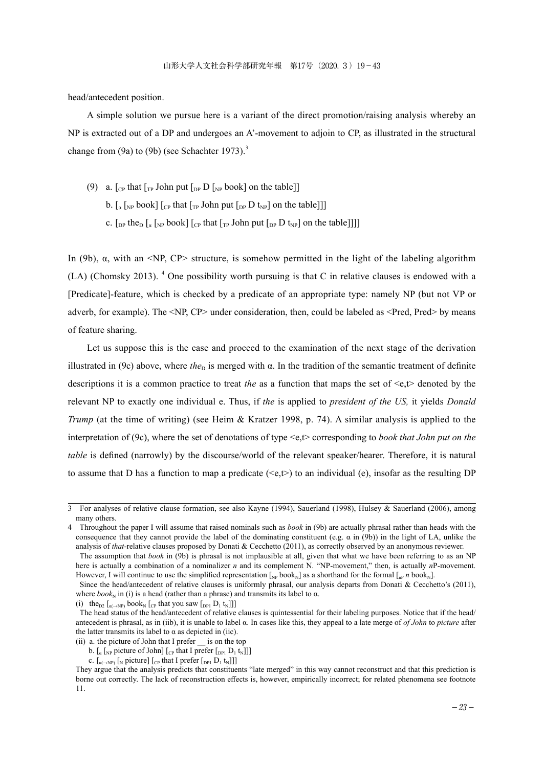head/antecedent position.

A simple solution we pursue here is a variant of the direct promotion/raising analysis whereby an NP is extracted out of a DP and undergoes an A'-movement to adjoin to CP, as illustrated in the structural change from (9a) to (9b) (see Schachter 1973).[3]

(9) a. $[_{CP}$ that $[_{TP}$ John put $[_{DP}$ D $[_{NP}$ book$]$ on the table$]]$

b. $[_{\alpha}$ $[_{NP}$ book$]$ $[_{CP}$ that $[_{TP}$ John put $[_{DP}$ D $t_{NP}]$ on the table$]]]$

c. $[_{DP}$ the$_{D}$ $[_{\alpha}$ $[_{NP}$ book$]$ $[_{CP}$ that $[_{TP}$ John put $[_{DP}$ D $t_{NP}]$ on the table$]]]]$

In (9b), α, with an <NP, CP> structure, is somehow permitted in the light of the labeling algorithm (LA) (Chomsky 2013). [4] One possibility worth pursuing is that C in relative clauses is endowed with a [Predicate]-feature, which is checked by a predicate of an appropriate type: namely NP (but not VP or adverb, for example). The <NP, CP> under consideration, then, could be labeled as <Pred, Pred> by means of feature sharing.

Let us suppose this is the case and proceed to the examination of the next stage of the derivation illustrated in (9c) above, where *the*$_{D}$ is merged with α. In the tradition of the semantic treatment of definite descriptions it is a common practice to treat *the* as a function that maps the set of <e,t> denoted by the relevant NP to exactly one individual e. Thus, if *the* is applied to *president of the US,* it yields *Donald Trump* (at the time of writing) (see Heim & Kratzer 1998, p. 74). A similar analysis is applied to the interpretation of (9c), where the set of denotations of type <e,t> corresponding to *book that John put on the table* is defined (narrowly) by the discourse/world of the relevant speaker/hearer. Therefore, it is natural to assume that D has a function to map a predicate (<e,t>) to an individual (e), insofar as the resulting DP

---

3 For analyses of relative clause formation, see also Kayne (1994), Sauerland (1998), Hulsey & Sauerland (2006), among many others.

4 Throughout the paper I will assume that raised nominals such as *book* in (9b) are actually phrasal rather than heads with the consequence that they cannot provide the label of the dominating constituent (e.g. α in (9b)) in the light of LA, unlike the analysis of *that*-relative clauses proposed by Donati & Cecchetto (2011), as correctly observed by an anonymous reviewer.

The assumption that *book* in (9b) is phrasal is not implausible at all, given that what we have been referring to as an NP here is actually a combination of a nominalizer *n* and its complement N. "NP-movement," then, is actually *n*P-movement. However, I will continue to use the simplified representation $[_{NP}$ book$_{N}]$ as a shorthand for the formal $[_{nP}$ *n* book$_{N}]$.

Since the head/antecedent of relative clauses is uniformly phrasal, our analysis departs from Donati & Cecchetto's (2011), where *book*$_{N}$ in (i) is a head (rather than a phrase) and transmits its label to α.

(i) the$_{D2}$ $[_{\alpha(\rightarrow NP)}$ book$_{N}$ $[_{CP}$ that you saw $[_{DP1}$ $D_1$ $t_N]]]$

The head status of the head/antecedent of relative clauses is quintessential for their labeling purposes. Notice that if the head/antecedent is phrasal, as in (iib), it is unable to label α. In cases like this, they appeal to a late merge of *of John* to *picture* after the latter transmits its label to α as depicted in (iic).

(ii) a. the picture of John that I prefer __ is on the top

b. $[_{\alpha}$ $[_{NP}$ picture of John$]$ $[_{CP}$ that I prefer $[_{DP1}$ $D_1$ $t_N]]]$

c. $[_{\alpha(\rightarrow NP)}$ $[_{N}$ picture$]$ $[_{CP}$ that I prefer $[_{DP1}$ $D_1$ $t_N]]]$

They argue that the analysis predicts that constituents "late merged" in this way cannot reconstruct and that this prediction is borne out correctly. The lack of reconstruction effects is, however, empirically incorrect; for related phenomena see footnote 11.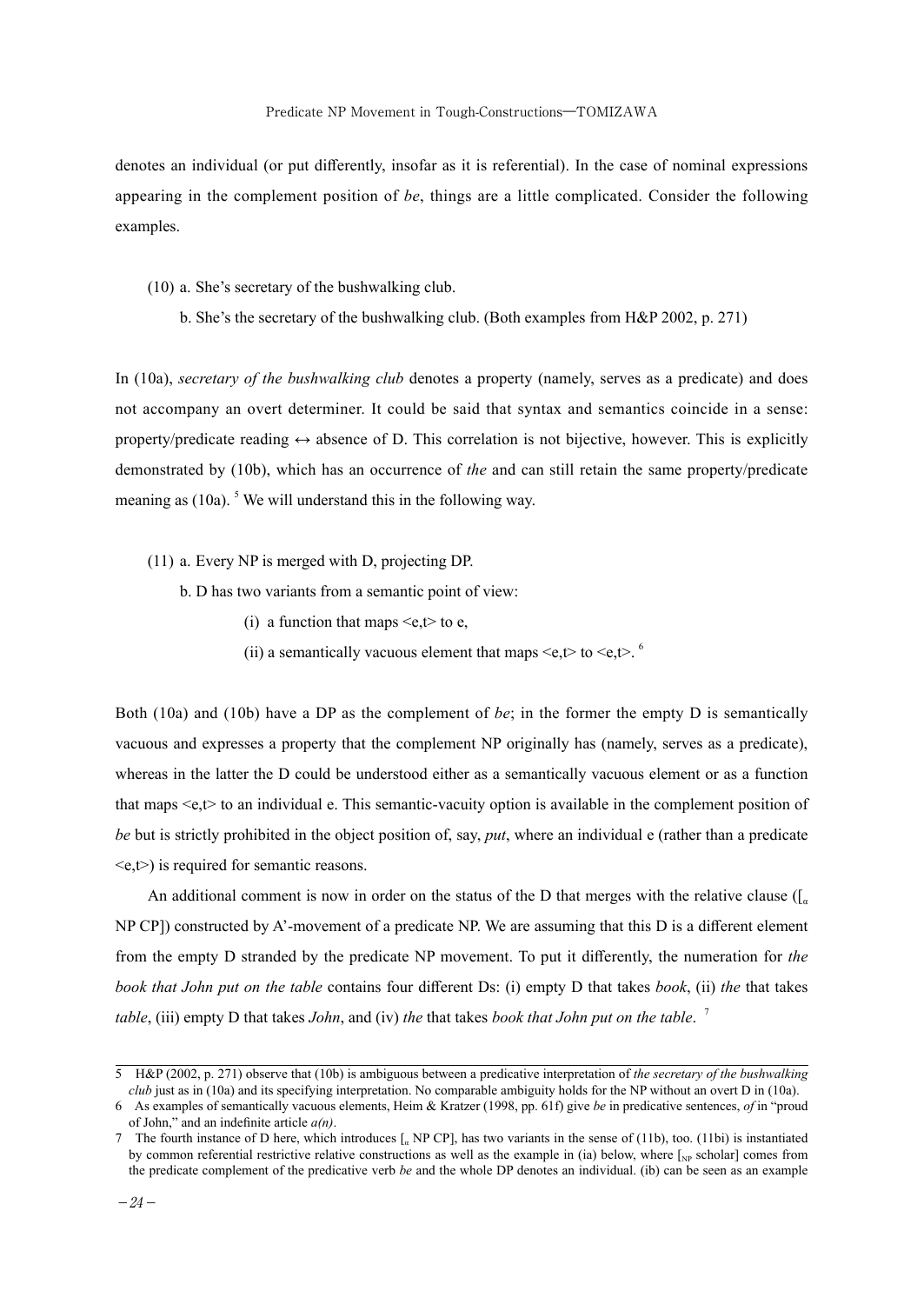denotes an individual (or put differently, insofar as it is referential). In the case of nominal expressions appearing in the complement position of *be*, things are a little complicated. Consider the following examples.

(10) a. She's secretary of the bushwalking club.

b. She's the secretary of the bushwalking club. (Both examples from H&P 2002, p. 271)

In (10a), *secretary of the bushwalking club* denotes a property (namely, serves as a predicate) and does not accompany an overt determiner. It could be said that syntax and semantics coincide in a sense: property/predicate reading ↔ absence of D. This correlation is not bijective, however. This is explicitly demonstrated by (10b), which has an occurrence of *the* and can still retain the same property/predicate meaning as (10a). [5] We will understand this in the following way.

(11) a. Every NP is merged with D, projecting DP.

b. D has two variants from a semantic point of view:

(i) a function that maps <e,t> to e,

(ii) a semantically vacuous element that maps <e,t> to <e,t>. [6]

Both (10a) and (10b) have a DP as the complement of *be*; in the former the empty D is semantically vacuous and expresses a property that the complement NP originally has (namely, serves as a predicate), whereas in the latter the D could be understood either as a semantically vacuous element or as a function that maps <e,t> to an individual e. This semantic-vacuity option is available in the complement position of *be* but is strictly prohibited in the object position of, say, *put*, where an individual e (rather than a predicate <e,t>) is required for semantic reasons.

An additional comment is now in order on the status of the D that merges with the relative clause ([$_\alpha$ NP CP]) constructed by A'-movement of a predicate NP. We are assuming that this D is a different element from the empty D stranded by the predicate NP movement. To put it differently, the numeration for *the book that John put on the table* contains four different Ds: (i) empty D that takes *book*, (ii) *the* that takes *table*, (iii) empty D that takes *John*, and (iv) *the* that takes *book that John put on the table*. [7]

---

5 H&P (2002, p. 271) observe that (10b) is ambiguous between a predicative interpretation of *the secretary of the bushwalking club* just as in (10a) and its specifying interpretation. No comparable ambiguity holds for the NP without an overt D in (10a).

6 As examples of semantically vacuous elements, Heim & Kratzer (1998, pp. 61f) give *be* in predicative sentences, *of* in "proud of John," and an indefinite article *a(n)*.

7 The fourth instance of D here, which introduces [$_\alpha$ NP CP], has two variants in the sense of (11b), too. (11bi) is instantiated by common referential restrictive relative constructions as well as the example in (ia) below, where [$_{NP}$ scholar] comes from the predicate complement of the predicative verb *be* and the whole DP denotes an individual. (ib) can be seen as an example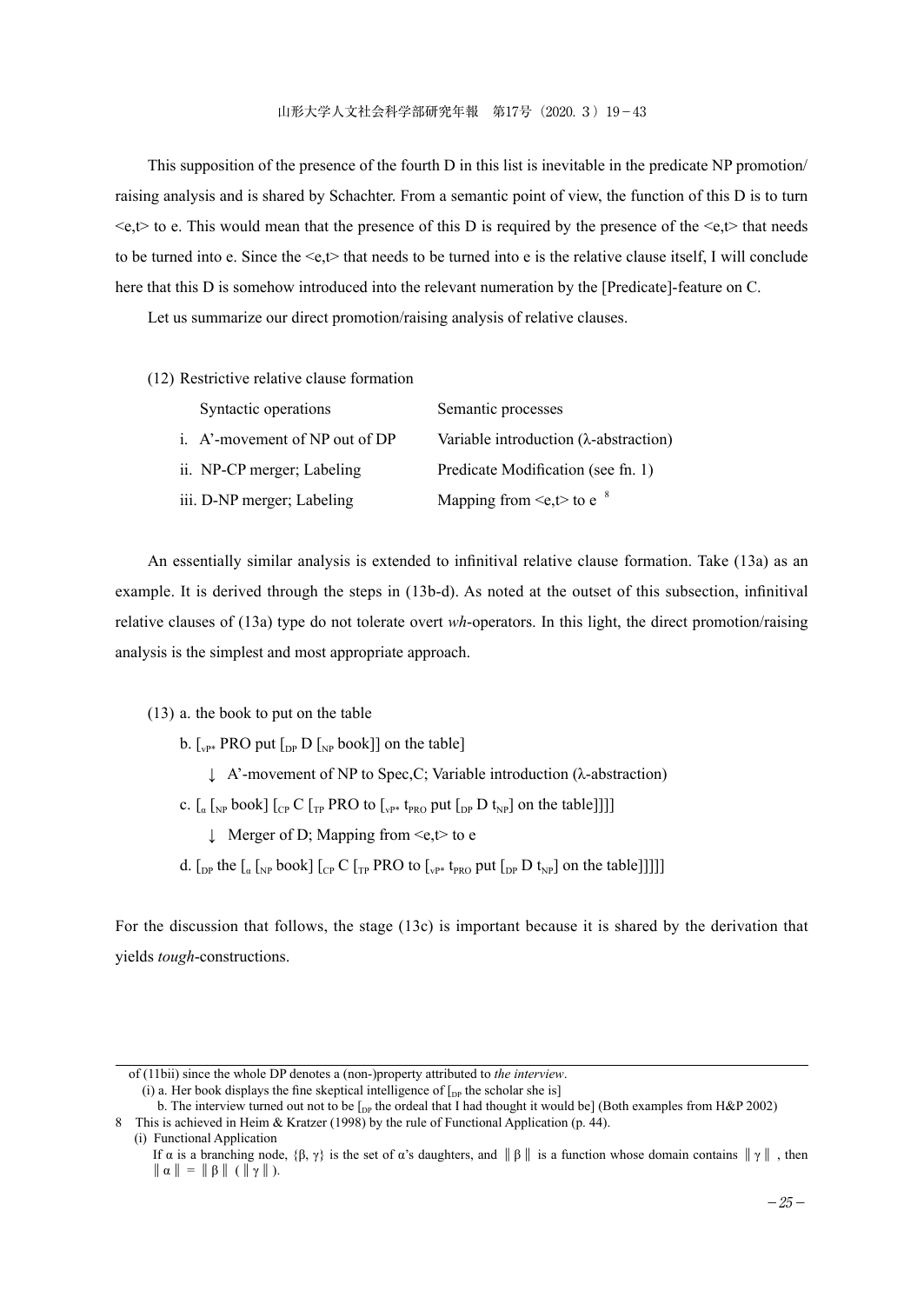This supposition of the presence of the fourth D in this list is inevitable in the predicate NP promotion/raising analysis and is shared by Schachter. From a semantic point of view, the function of this D is to turn <e,t> to e. This would mean that the presence of this D is required by the presence of the <e,t> that needs to be turned into e. Since the <e,t> that needs to be turned into e is the relative clause itself, I will conclude here that this D is somehow introduced into the relevant numeration by the [Predicate]-feature on C.

Let us summarize our direct promotion/raising analysis of relative clauses.

(12) Restrictive relative clause formation

| Syntactic operations | Semantic processes |
|---|---|
| i. A'-movement of NP out of DP | Variable introduction (λ-abstraction) |
| ii. NP-CP merger; Labeling | Predicate Modification (see fn. 1) |
| iii. D-NP merger; Labeling | Mapping from <e,t> to e [8] |

An essentially similar analysis is extended to infinitival relative clause formation. Take (13a) as an example. It is derived through the steps in (13b-d). As noted at the outset of this subsection, infinitival relative clauses of (13a) type do not tolerate overt *wh*-operators. In this light, the direct promotion/raising analysis is the simplest and most appropriate approach.

(13) a. the book to put on the table

b. [$_{vP*}$ PRO put [$_{DP}$ D [$_{NP}$ book]] on the table]

↓ A'-movement of NP to Spec,C; Variable introduction (λ-abstraction)

c. [$_{\alpha}$ [$_{NP}$ book] [$_{CP}$ C [$_{TP}$ PRO to [$_{vP*}$ t$_{PRO}$ put [$_{DP}$ D t$_{NP}$] on the table]]]]

↓ Merger of D; Mapping from <e,t> to e

d. [$_{DP}$ the [$_{\alpha}$ [$_{NP}$ book] [$_{CP}$ C [$_{TP}$ PRO to [$_{vP*}$ t$_{PRO}$ put [$_{DP}$ D t$_{NP}$] on the table]]]]]

For the discussion that follows, the stage (13c) is important because it is shared by the derivation that yields *tough*-constructions.

---

of (11bii) since the whole DP denotes a (non-)property attributed to *the interview*.

(i) a. Her book displays the fine skeptical intelligence of [$_{DP}$ the scholar she is]

b. The interview turned out not to be [$_{DP}$ the ordeal that I had thought it would be] (Both examples from H&P 2002)

8 This is achieved in Heim & Kratzer (1998) by the rule of Functional Application (p. 44).

(i) Functional Application

If α is a branching node, {β, γ} is the set of α's daughters, and ‖β‖ is a function whose domain contains ‖γ‖, then ‖α‖ = ‖β‖ (‖γ‖).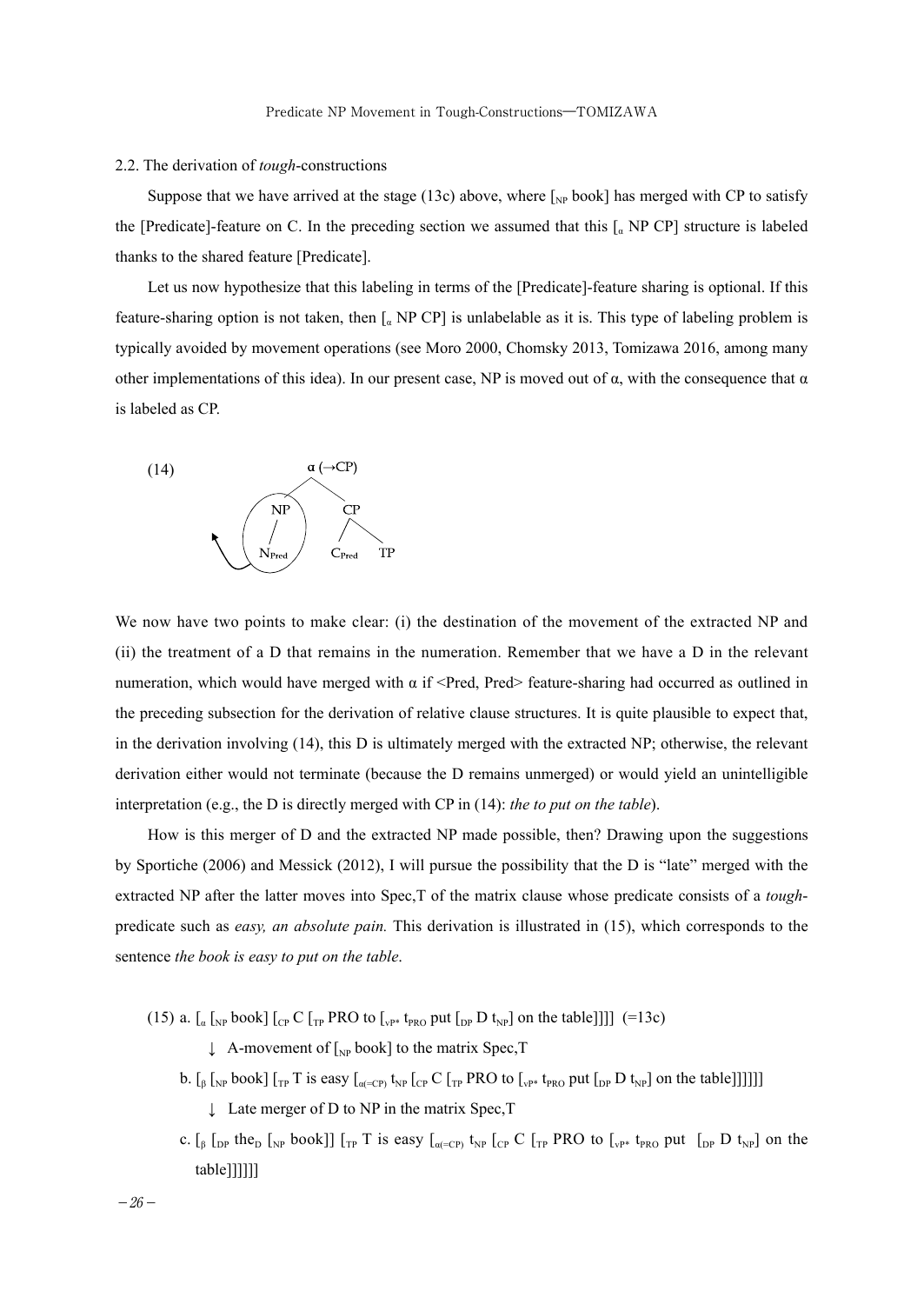2.2. The derivation of *tough*-constructions

Suppose that we have arrived at the stage (13c) above, where [$_{NP}$ book] has merged with CP to satisfy the [Predicate]-feature on C. In the preceding section we assumed that this [$_α$ NP CP] structure is labeled thanks to the shared feature [Predicate].

Let us now hypothesize that this labeling in terms of the [Predicate]-feature sharing is optional. If this feature-sharing option is not taken, then [$_α$ NP CP] is unlabelable as it is. This type of labeling problem is typically avoided by movement operations (see Moro 2000, Chomsky 2013, Tomizawa 2016, among many other implementations of this idea). In our present case, NP is moved out of α, with the consequence that α is labeled as CP.

(14) [$_{α (\rightarrow CP)}$ [$_{NP}$ $N_{Pred}$] [$_{CP}$ $C_{Pred}$ TP]] (NP moved out of α)

We now have two points to make clear: (i) the destination of the movement of the extracted NP and (ii) the treatment of a D that remains in the numeration. Remember that we have a D in the relevant numeration, which would have merged with α if <Pred, Pred> feature-sharing had occurred as outlined in the preceding subsection for the derivation of relative clause structures. It is quite plausible to expect that, in the derivation involving (14), this D is ultimately merged with the extracted NP; otherwise, the relevant derivation either would not terminate (because the D remains unmerged) or would yield an unintelligible interpretation (e.g., the D is directly merged with CP in (14): *the to put on the table*).

How is this merger of D and the extracted NP made possible, then? Drawing upon the suggestions by Sportiche (2006) and Messick (2012), I will pursue the possibility that the D is "late" merged with the extracted NP after the latter moves into Spec,T of the matrix clause whose predicate consists of a *tough*-predicate such as *easy, an absolute pain.* This derivation is illustrated in (15), which corresponds to the sentence *the book is easy to put on the table*.

(15) a. [$_α$ [$_{NP}$ book] [$_{CP}$ C [$_{TP}$ PRO to [$_{vP*}$ $t_{PRO}$ put [$_{DP}$ D $t_{NP}$] on the table]]]] (=13c)

↓ A-movement of [$_{NP}$ book] to the matrix Spec,T

b. [$_β$ [$_{NP}$ book] [$_{TP}$ T is easy [$_{α(=CP)}$ $t_{NP}$ [$_{CP}$ C [$_{TP}$ PRO to [$_{vP*}$ $t_{PRO}$ put [$_{DP}$ D $t_{NP}$] on the table]]]]]]

↓ Late merger of D to NP in the matrix Spec,T

c. [$_β$ [$_{DP}$ the$_D$ [$_{NP}$ book]] [$_{TP}$ T is easy [$_{α(=CP)}$ $t_{NP}$ [$_{CP}$ C [$_{TP}$ PRO to [$_{vP*}$ $t_{PRO}$ put [$_{DP}$ D $t_{NP}$] on the table]]]]]]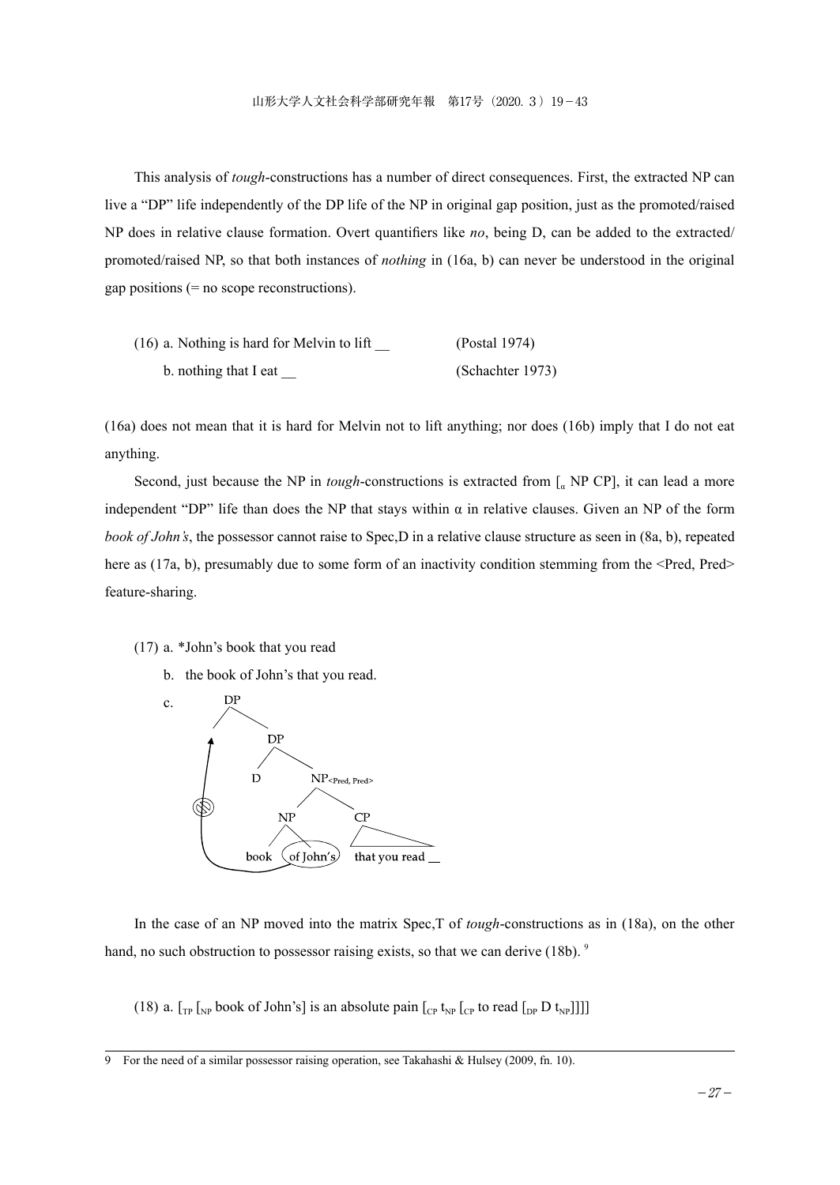This analysis of *tough*-constructions has a number of direct consequences. First, the extracted NP can live a "DP" life independently of the DP life of the NP in original gap position, just as the promoted/raised NP does in relative clause formation. Overt quantifiers like *no*, being D, can be added to the extracted/promoted/raised NP, so that both instances of *nothing* in (16a, b) can never be understood in the original gap positions (= no scope reconstructions).

(16) a. Nothing is hard for Melvin to lift __ (Postal 1974)

b. nothing that I eat __ (Schachter 1973)

(16a) does not mean that it is hard for Melvin not to lift anything; nor does (16b) imply that I do not eat anything.

Second, just because the NP in *tough*-constructions is extracted from [$_{\alpha}$ NP CP], it can lead a more independent "DP" life than does the NP that stays within α in relative clauses. Given an NP of the form *book of John's*, the possessor cannot raise to Spec,D in a relative clause structure as seen in (8a, b), repeated here as (17a, b), presumably due to some form of an inactivity condition stemming from the <Pred, Pred> feature-sharing.

(17) a. *John's book that you read

b. the book of John's that you read.

c. [DP [DP D [NP<Pred, Pred> [NP book (of John's)] [CP that you read __]]]] (movement of *of John's* to the higher DP specifier blocked)

In the case of an NP moved into the matrix Spec,T of *tough*-constructions as in (18a), on the other hand, no such obstruction to possessor raising exists, so that we can derive (18b). [9]

(18) a. [$_{TP}$ [$_{NP}$ book of John's] is an absolute pain [$_{CP}$ $t_{NP}$ [$_{CP}$ to read [$_{DP}$ D $t_{NP}$]]]]

9 For the need of a similar possessor raising operation, see Takahashi & Hulsey (2009, fn. 10).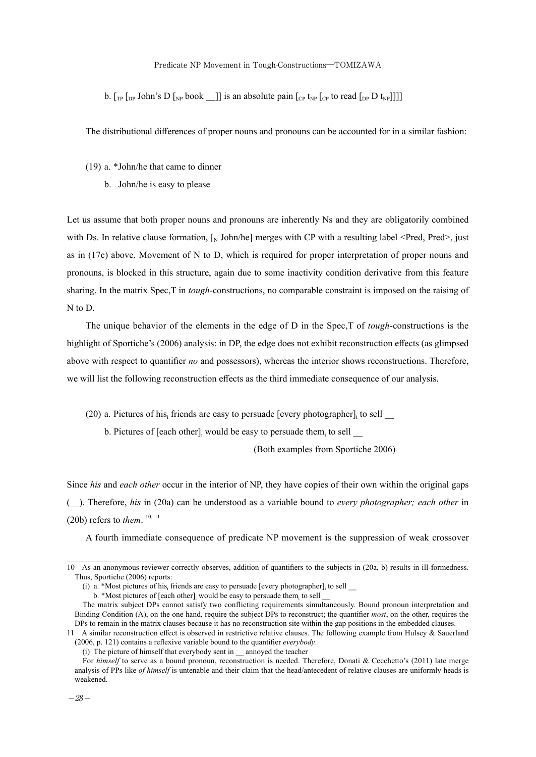b. $[_{TP}$ $[_{DP}$ John's D $[_{NP}$ book __]] is an absolute pain $[_{CP}$ $t_{NP}$ $[_{CP}$ to read $[_{DP}$ D $t_{NP}$]]]]

The distributional differences of proper nouns and pronouns can be accounted for in a similar fashion:

(19) a. *John/he that came to dinner

b. John/he is easy to please

Let us assume that both proper nouns and pronouns are inherently Ns and they are obligatorily combined with Ds. In relative clause formation, $[_{N}$ John/he] merges with CP with a resulting label <Pred, Pred>, just as in (17c) above. Movement of N to D, which is required for proper interpretation of proper nouns and pronouns, is blocked in this structure, again due to some inactivity condition derivative from this feature sharing. In the matrix Spec,T in *tough*-constructions, no comparable constraint is imposed on the raising of N to D.

The unique behavior of the elements in the edge of D in the Spec,T of *tough*-constructions is the highlight of Sportiche's (2006) analysis: in DP, the edge does not exhibit reconstruction effects (as glimpsed above with respect to quantifier *no* and possessors), whereas the interior shows reconstructions. Therefore, we will list the following reconstruction effects as the third immediate consequence of our analysis.

(20) a. Pictures of $his_i$ friends are easy to persuade [every $photographer]_i$ to sell __

b. Pictures of [each $other]_i$ would be easy to persuade $them_i$ to sell __

(Both examples from Sportiche 2006)

Since *his* and *each other* occur in the interior of NP, they have copies of their own within the original gaps (__). Therefore, *his* in (20a) can be understood as a variable bound to *every photographer; each other* in (20b) refers to *them*. [10, 11]

A fourth immediate consequence of predicate NP movement is the suppression of weak crossover

---

10 As an anonymous reviewer correctly observes, addition of quantifiers to the subjects in (20a, b) results in ill-formedness. Thus, Sportiche (2006) reports:

(i) a. *Most pictures of $his_i$ friends are easy to persuade [every $photographer]_i$ to sell __

b. *Most pictures of [each $other]_i$ would be easy to persuade $them_i$ to sell __

The matrix subject DPs cannot satisfy two conflicting requirements simultaneously. Bound pronoun interpretation and Binding Condition (A), on the one hand, require the subject DPs to reconstruct; the quantifier *most*, on the other, requires the DPs to remain in the matrix clauses because it has no reconstruction site within the gap positions in the embedded clauses.

11 A similar reconstruction effect is observed in restrictive relative clauses. The following example from Hulsey & Sauerland (2006, p. 121) contains a reflexive variable bound to the quantifier *everybody.*

(i) The picture of himself that everybody sent in __ annoyed the teacher

For *himself* to serve as a bound pronoun, reconstruction is needed. Therefore, Donati & Cecchetto's (2011) late merge analysis of PPs like *of himself* is untenable and their claim that the head/antecedent of relative clauses are uniformly heads is weakened.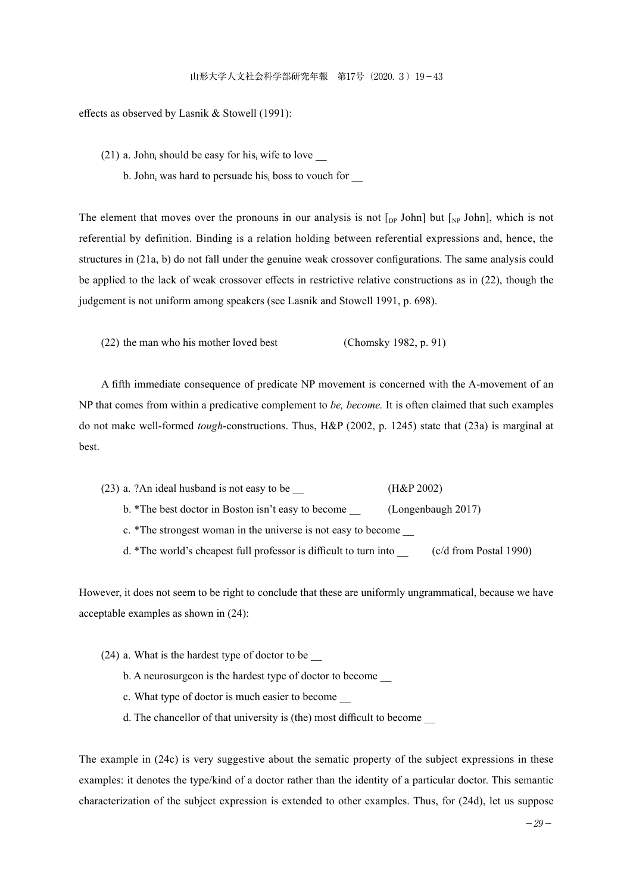effects as observed by Lasnik & Stowell (1991):

(21) a. $\text{John}_i$ should be easy for $\text{his}_i$ wife to love __

b. $\text{John}_i$ was hard to persuade $\text{his}_i$ boss to vouch for __

The element that moves over the pronouns in our analysis is not [$_{DP}$ John] but [$_{NP}$ John], which is not referential by definition. Binding is a relation holding between referential expressions and, hence, the structures in (21a, b) do not fall under the genuine weak crossover configurations. The same analysis could be applied to the lack of weak crossover effects in restrictive relative constructions as in (22), though the judgement is not uniform among speakers (see Lasnik and Stowell 1991, p. 698).

(22) the man who his mother loved best (Chomsky 1982, p. 91)

A fifth immediate consequence of predicate NP movement is concerned with the A-movement of an NP that comes from within a predicative complement to *be, become.* It is often claimed that such examples do not make well-formed *tough*-constructions. Thus, H&P (2002, p. 1245) state that (23a) is marginal at best.

(23) a. ?An ideal husband is not easy to be __ (H&P 2002)

b. *The best doctor in Boston isn't easy to become __ (Longenbaugh 2017)

c. *The strongest woman in the universe is not easy to become __

d. *The world's cheapest full professor is difficult to turn into __ (c/d from Postal 1990)

However, it does not seem to be right to conclude that these are uniformly ungrammatical, because we have acceptable examples as shown in (24):

(24) a. What is the hardest type of doctor to be __

b. A neurosurgeon is the hardest type of doctor to become __

c. What type of doctor is much easier to become __

d. The chancellor of that university is (the) most difficult to become __

The example in (24c) is very suggestive about the sematic property of the subject expressions in these examples: it denotes the type/kind of a doctor rather than the identity of a particular doctor. This semantic characterization of the subject expression is extended to other examples. Thus, for (24d), let us suppose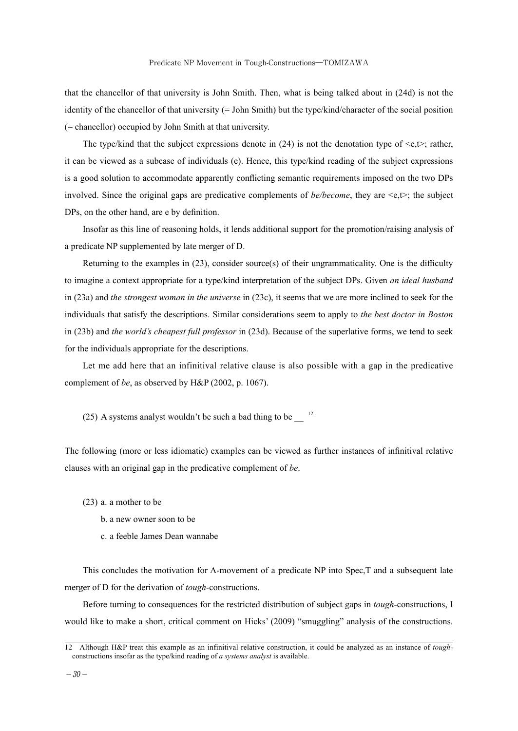that the chancellor of that university is John Smith. Then, what is being talked about in (24d) is not the identity of the chancellor of that university (= John Smith) but the type/kind/character of the social position (= chancellor) occupied by John Smith at that university.

The type/kind that the subject expressions denote in (24) is not the denotation type of <e,t>; rather, it can be viewed as a subcase of individuals (e). Hence, this type/kind reading of the subject expressions is a good solution to accommodate apparently conflicting semantic requirements imposed on the two DPs involved. Since the original gaps are predicative complements of *be/become*, they are <e,t>; the subject DPs, on the other hand, are e by definition.

Insofar as this line of reasoning holds, it lends additional support for the promotion/raising analysis of a predicate NP supplemented by late merger of D.

Returning to the examples in (23), consider source(s) of their ungrammaticality. One is the difficulty to imagine a context appropriate for a type/kind interpretation of the subject DPs. Given *an ideal husband* in (23a) and *the strongest woman in the universe* in (23c), it seems that we are more inclined to seek for the individuals that satisfy the descriptions. Similar considerations seem to apply to *the best doctor in Boston* in (23b) and *the world's cheapest full professor* in (23d). Because of the superlative forms, we tend to seek for the individuals appropriate for the descriptions.

Let me add here that an infinitival relative clause is also possible with a gap in the predicative complement of *be*, as observed by H&P (2002, p. 1067).

(25) A systems analyst wouldn't be such a bad thing to be __ [12]

The following (more or less idiomatic) examples can be viewed as further instances of infinitival relative clauses with an original gap in the predicative complement of *be*.

(23) a. a mother to be
  b. a new owner soon to be
  c. a feeble James Dean wannabe

This concludes the motivation for A-movement of a predicate NP into Spec,T and a subsequent late merger of D for the derivation of *tough*-constructions.

Before turning to consequences for the restricted distribution of subject gaps in *tough*-constructions, I would like to make a short, critical comment on Hicks' (2009) "smuggling" analysis of the constructions.

---

12 Although H&P treat this example as an infinitival relative construction, it could be analyzed as an instance of *tough*-constructions insofar as the type/kind reading of *a systems analyst* is available.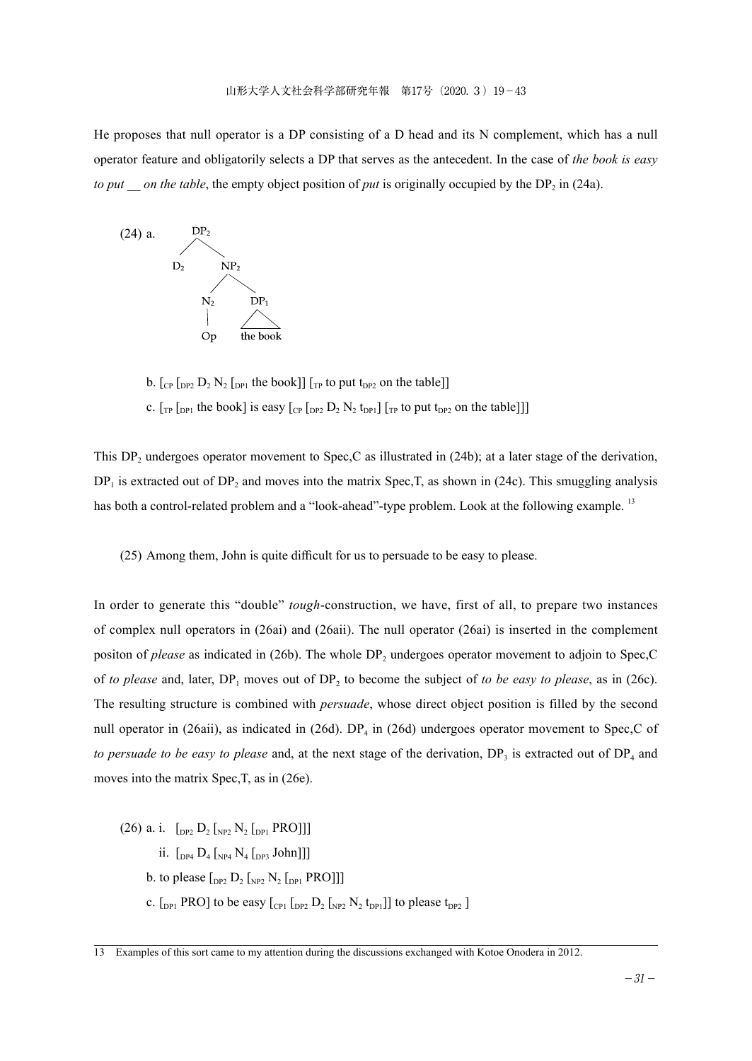He proposes that null operator is a DP consisting of a D head and its N complement, which has a null operator feature and obligatorily selects a DP that serves as the antecedent. In the case of *the book is easy to put __ on the table*, the empty object position of *put* is originally occupied by the $DP_2$ in (24a).

(24) a.

```
        DP2
       /   \
     D2    NP2
          /   \
        N2    DP1
        |     /\
        Op  the book
```

b. $[_{CP}\ [_{DP2}\ D_2\ N_2\ [_{DP1}$ the book$]]\ [_{TP}$ to put $t_{DP2}$ on the table$]]$

c. $[_{TP}\ [_{DP1}$ the book$]$ is easy $[_{CP}\ [_{DP2}\ D_2\ N_2\ t_{DP1}]\ [_{TP}$ to put $t_{DP2}$ on the table$]]]$

This $DP_2$ undergoes operator movement to Spec,C as illustrated in (24b); at a later stage of the derivation, $DP_1$ is extracted out of $DP_2$ and moves into the matrix Spec,T, as shown in (24c). This smuggling analysis has both a control-related problem and a "look-ahead"-type problem. Look at the following example. [13]

(25) Among them, John is quite difficult for us to persuade to be easy to please.

In order to generate this "double" *tough*-construction, we have, first of all, to prepare two instances of complex null operators in (26ai) and (26aii). The null operator (26ai) is inserted in the complement positon of *please* as indicated in (26b). The whole $DP_2$ undergoes operator movement to adjoin to Spec,C of *to please* and, later, $DP_1$ moves out of $DP_2$ to become the subject of *to be easy to please*, as in (26c). The resulting structure is combined with *persuade*, whose direct object position is filled by the second null operator in (26aii), as indicated in (26d). $DP_4$ in (26d) undergoes operator movement to Spec,C of *to persuade to be easy to please* and, at the next stage of the derivation, $DP_3$ is extracted out of $DP_4$ and moves into the matrix Spec,T, as in (26e).

(26) a. i. $[_{DP2}\ D_2\ [_{NP2}\ N_2\ [_{DP1}$ PRO$]]]$

ii. $[_{DP4}\ D_4\ [_{NP4}\ N_4\ [_{DP3}$ John$]]]$

b. to please $[_{DP2}\ D_2\ [_{NP2}\ N_2\ [_{DP1}$ PRO$]]]$

c. $[_{DP1}$ PRO$]$ to be easy $[_{CP1}\ [_{DP2}\ D_2\ [_{NP2}\ N_2\ t_{DP1}]]$ to please $t_{DP2}\ ]$

---

13 Examples of this sort came to my attention during the discussions exchanged with Kotoe Onodera in 2012.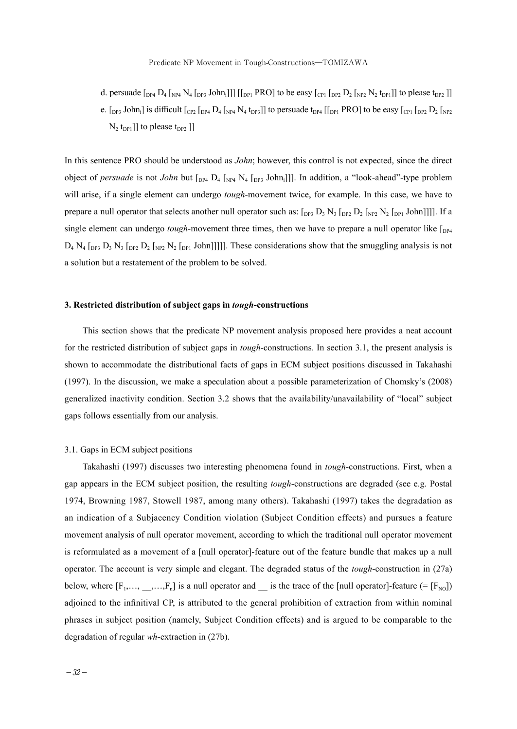d. persuade $[_{DP4}\ D_4\ [_{NP4}\ N_4\ [_{DP3}\ John_i]]]\ [[_{DP1}\ PRO]$ to be easy $[_{CP1}\ [_{DP2}\ D_2\ [_{NP2}\ N_2\ t_{DP1}]]$ to please $t_{DP2}\ ]]$

e. $[_{DP3}\ John_i]$ is difficult $[_{CP2}\ [_{DP4}\ D_4\ [_{NP4}\ N_4\ t_{DP3}]]$ to persuade $t_{DP4}\ [[_{DP1}\ PRO]$ to be easy $[_{CP1}\ [_{DP2}\ D_2\ [_{NP2}\ N_2\ t_{DP1}]]$ to please $t_{DP2}\ ]]$

In this sentence PRO should be understood as *John*; however, this control is not expected, since the direct object of *persuade* is not *John* but $[_{DP4}\ D_4\ [_{NP4}\ N_4\ [_{DP3}\ John_i]]]$. In addition, a "look-ahead"-type problem will arise, if a single element can undergo *tough*-movement twice, for example. In this case, we have to prepare a null operator that selects another null operator such as: $[_{DP3}\ D_3\ N_3\ [_{DP2}\ D_2\ [_{NP2}\ N_2\ [_{DP1}\ John]]]]$. If a single element can undergo *tough*-movement three times, then we have to prepare a null operator like $[_{DP4}\ D_4\ N_4\ [_{DP3}\ D_3\ N_3\ [_{DP2}\ D_2\ [_{NP2}\ N_2\ [_{DP1}\ John]]]]]$. These considerations show that the smuggling analysis is not a solution but a restatement of the problem to be solved.

### 3. Restricted distribution of subject gaps in *tough*-constructions

This section shows that the predicate NP movement analysis proposed here provides a neat account for the restricted distribution of subject gaps in *tough*-constructions. In section 3.1, the present analysis is shown to accommodate the distributional facts of gaps in ECM subject positions discussed in Takahashi (1997). In the discussion, we make a speculation about a possible parameterization of Chomsky's (2008) generalized inactivity condition. Section 3.2 shows that the availability/unavailability of "local" subject gaps follows essentially from our analysis.

#### 3.1. Gaps in ECM subject positions

Takahashi (1997) discusses two interesting phenomena found in *tough*-constructions. First, when a gap appears in the ECM subject position, the resulting *tough*-constructions are degraded (see e.g. Postal 1974, Browning 1987, Stowell 1987, among many others). Takahashi (1997) takes the degradation as an indication of a Subjacency Condition violation (Subject Condition effects) and pursues a feature movement analysis of null operator movement, according to which the traditional null operator movement is reformulated as a movement of a [null operator]-feature out of the feature bundle that makes up a null operator. The account is very simple and elegant. The degraded status of the *tough*-construction in (27a) below, where $[F_1,\ldots,\ \_\_,\ldots,F_n]$ is a null operator and __ is the trace of the [null operator]-feature (= $[F_{NO}]$) adjoined to the infinitival CP, is attributed to the general prohibition of extraction from within nominal phrases in subject position (namely, Subject Condition effects) and is argued to be comparable to the degradation of regular *wh*-extraction in (27b).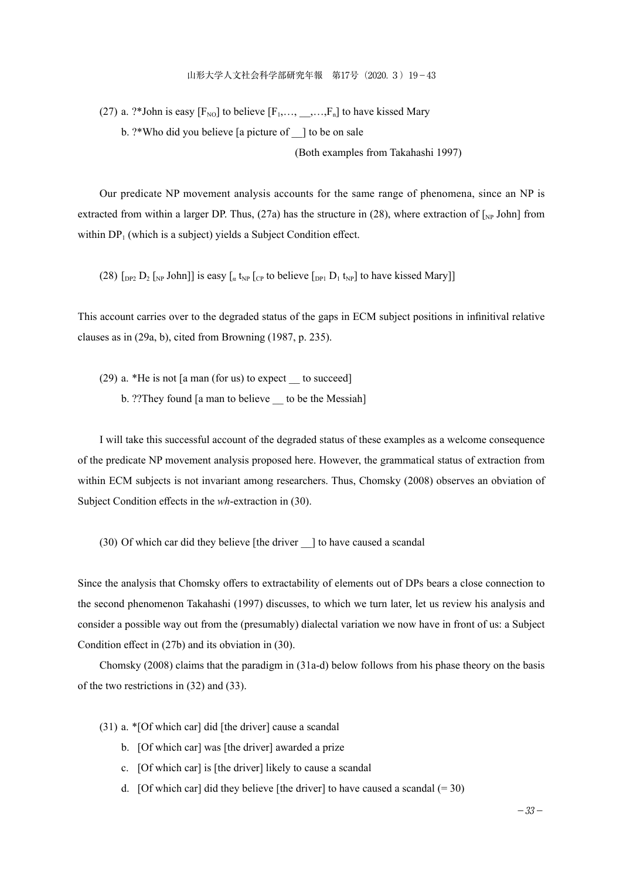(27) a. ?*John is easy [$F_{NO}$] to believe [$F_1$,…, __,…,$F_n$] to have kissed Mary

b. ?*Who did you believe [a picture of __] to be on sale

(Both examples from Takahashi 1997)

Our predicate NP movement analysis accounts for the same range of phenomena, since an NP is extracted from within a larger DP. Thus, (27a) has the structure in (28), where extraction of [$_{NP}$ John] from within $DP_1$ (which is a subject) yields a Subject Condition effect.

(28) [$_{DP2}$ $D_2$ [$_{NP}$ John]] is easy [$_{\alpha}$ $t_{NP}$ [$_{CP}$ to believe [$_{DP1}$ $D_1$ $t_{NP}$] to have kissed Mary]]

This account carries over to the degraded status of the gaps in ECM subject positions in infinitival relative clauses as in (29a, b), cited from Browning (1987, p. 235).

(29) a. *He is not [a man (for us) to expect __ to succeed]

b. ??They found [a man to believe __ to be the Messiah]

I will take this successful account of the degraded status of these examples as a welcome consequence of the predicate NP movement analysis proposed here. However, the grammatical status of extraction from within ECM subjects is not invariant among researchers. Thus, Chomsky (2008) observes an obviation of Subject Condition effects in the *wh*-extraction in (30).

(30) Of which car did they believe [the driver __] to have caused a scandal

Since the analysis that Chomsky offers to extractability of elements out of DPs bears a close connection to the second phenomenon Takahashi (1997) discusses, to which we turn later, let us review his analysis and consider a possible way out from the (presumably) dialectal variation we now have in front of us: a Subject Condition effect in (27b) and its obviation in (30).

Chomsky (2008) claims that the paradigm in (31a-d) below follows from his phase theory on the basis of the two restrictions in (32) and (33).

(31) a. *[Of which car] did [the driver] cause a scandal

b. [Of which car] was [the driver] awarded a prize

c. [Of which car] is [the driver] likely to cause a scandal

d. [Of which car] did they believe [the driver] to have caused a scandal (= 30)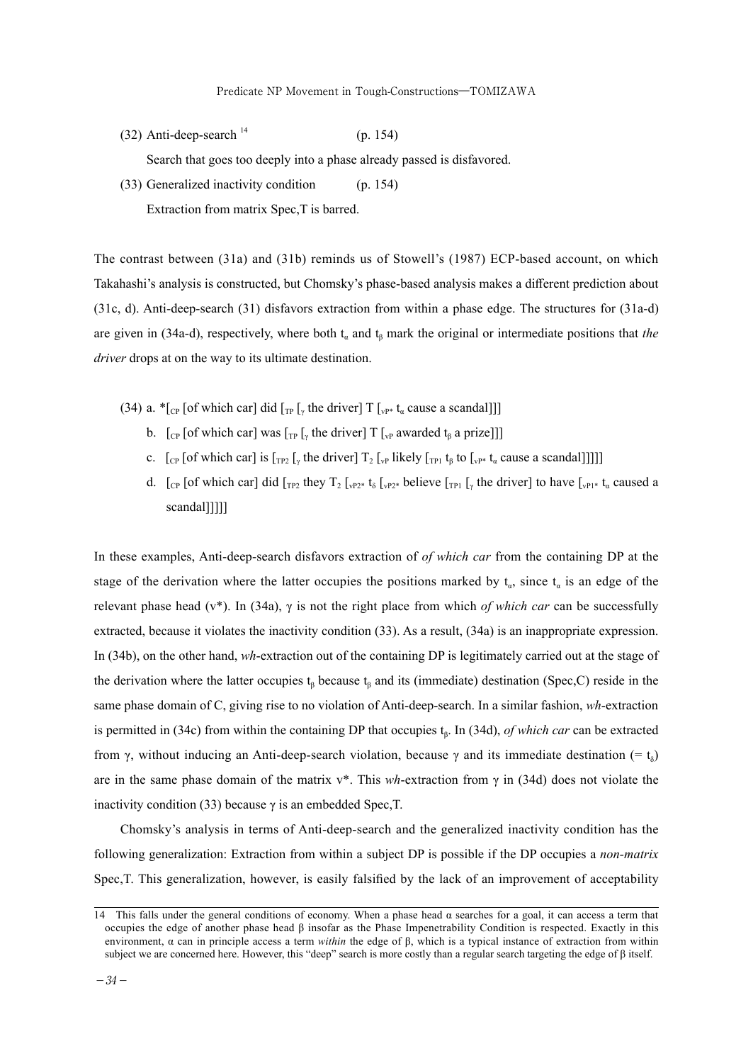(32) Anti-deep-search [14] (p. 154)

Search that goes too deeply into a phase already passed is disfavored.

(33) Generalized inactivity condition (p. 154)

Extraction from matrix Spec,T is barred.

The contrast between (31a) and (31b) reminds us of Stowell's (1987) ECP-based account, on which Takahashi's analysis is constructed, but Chomsky's phase-based analysis makes a different prediction about (31c, d). Anti-deep-search (31) disfavors extraction from within a phase edge. The structures for (31a-d) are given in (34a-d), respectively, where both $t_\alpha$ and $t_\beta$ mark the original or intermediate positions that *the driver* drops at on the way to its ultimate destination.

(34) a. *[$_{CP}$ [of which car] did [$_{TP}$ [$_\gamma$ the driver] T [$_{vP*}$ $t_\alpha$ cause a scandal]]]

b. [$_{CP}$ [of which car] was [$_{TP}$ [$_\gamma$ the driver] T [$_{vP}$ awarded $t_\beta$ a prize]]]

c. [$_{CP}$ [of which car] is [$_{TP2}$ [$_\gamma$ the driver] $T_2$ [$_{vP}$ likely [$_{TP1}$ $t_\beta$ to [$_{vP*}$ $t_\alpha$ cause a scandal]]]]]

d. [$_{CP}$ [of which car] did [$_{TP2}$ they $T_2$ [$_{vP2*}$ $t_\delta$ [$_{vP2*}$ believe [$_{TP1}$ [$_\gamma$ the driver] to have [$_{vP1*}$ $t_\alpha$ caused a scandal]]]]]

In these examples, Anti-deep-search disfavors extraction of *of which car* from the containing DP at the stage of the derivation where the latter occupies the positions marked by $t_\alpha$, since $t_\alpha$ is an edge of the relevant phase head (v*). In (34a), γ is not the right place from which *of which car* can be successfully extracted, because it violates the inactivity condition (33). As a result, (34a) is an inappropriate expression. In (34b), on the other hand, *wh*-extraction out of the containing DP is legitimately carried out at the stage of the derivation where the latter occupies $t_\beta$ because $t_\beta$ and its (immediate) destination (Spec,C) reside in the same phase domain of C, giving rise to no violation of Anti-deep-search. In a similar fashion, *wh*-extraction is permitted in (34c) from within the containing DP that occupies $t_\beta$. In (34d), *of which car* can be extracted from γ, without inducing an Anti-deep-search violation, because γ and its immediate destination (= $t_\delta$) are in the same phase domain of the matrix v*. This *wh*-extraction from γ in (34d) does not violate the inactivity condition (33) because γ is an embedded Spec,T.

Chomsky's analysis in terms of Anti-deep-search and the generalized inactivity condition has the following generalization: Extraction from within a subject DP is possible if the DP occupies a *non-matrix* Spec,T. This generalization, however, is easily falsified by the lack of an improvement of acceptability

---

14 This falls under the general conditions of economy. When a phase head α searches for a goal, it can access a term that occupies the edge of another phase head β insofar as the Phase Impenetrability Condition is respected. Exactly in this environment, α can in principle access a term *within* the edge of β, which is a typical instance of extraction from within subject we are concerned here. However, this "deep" search is more costly than a regular search targeting the edge of β itself.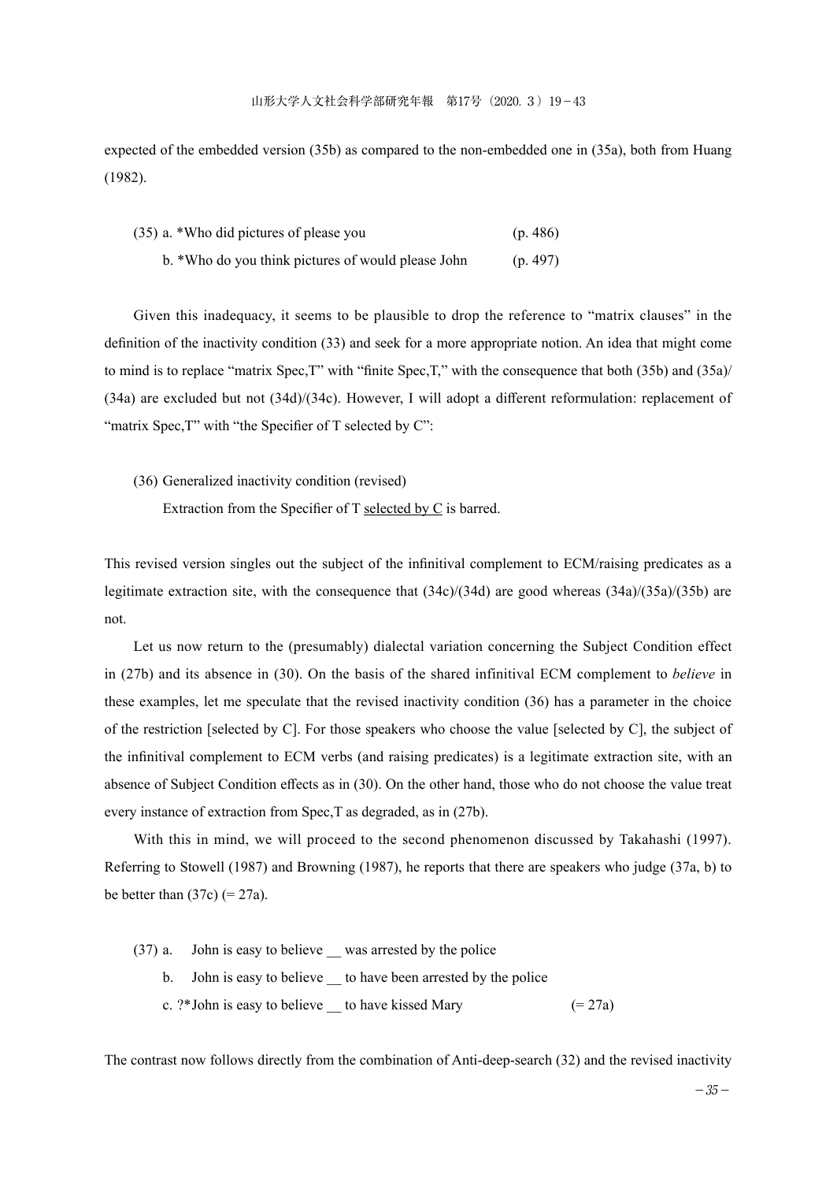expected of the embedded version (35b) as compared to the non-embedded one in (35a), both from Huang (1982).

(35) a. *Who did pictures of please you (p. 486)

b. *Who do you think pictures of would please John (p. 497)

Given this inadequacy, it seems to be plausible to drop the reference to "matrix clauses" in the definition of the inactivity condition (33) and seek for a more appropriate notion. An idea that might come to mind is to replace "matrix Spec,T" with "finite Spec,T," with the consequence that both (35b) and (35a)/(34a) are excluded but not (34d)/(34c). However, I will adopt a different reformulation: replacement of "matrix Spec,T" with "the Specifier of T selected by C":

(36) Generalized inactivity condition (revised)

Extraction from the Specifier of T <u>selected by C</u> is barred.

This revised version singles out the subject of the infinitival complement to ECM/raising predicates as a legitimate extraction site, with the consequence that (34c)/(34d) are good whereas (34a)/(35a)/(35b) are not.

Let us now return to the (presumably) dialectal variation concerning the Subject Condition effect in (27b) and its absence in (30). On the basis of the shared infinitival ECM complement to *believe* in these examples, let me speculate that the revised inactivity condition (36) has a parameter in the choice of the restriction [selected by C]. For those speakers who choose the value [selected by C], the subject of the infinitival complement to ECM verbs (and raising predicates) is a legitimate extraction site, with an absence of Subject Condition effects as in (30). On the other hand, those who do not choose the value treat every instance of extraction from Spec,T as degraded, as in (27b).

With this in mind, we will proceed to the second phenomenon discussed by Takahashi (1997). Referring to Stowell (1987) and Browning (1987), he reports that there are speakers who judge (37a, b) to be better than (37c) (= 27a).

(37) a. John is easy to believe __ was arrested by the police

b. John is easy to believe __ to have been arrested by the police

c. ?*John is easy to believe __ to have kissed Mary (= 27a)

The contrast now follows directly from the combination of Anti-deep-search (32) and the revised inactivity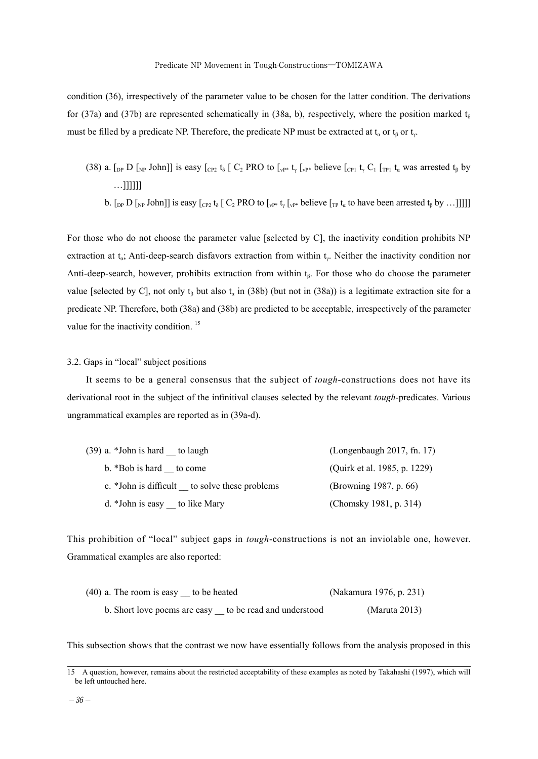condition (36), irrespectively of the parameter value to be chosen for the latter condition. The derivations for (37a) and (37b) are represented schematically in (38a, b), respectively, where the position marked $t_\delta$ must be filled by a predicate NP. Therefore, the predicate NP must be extracted at $t_\alpha$ or $t_\beta$ or $t_\gamma$.

(38) a. [$_{DP}$ D [$_{NP}$ John]] is easy [$_{CP2}$ $t_\delta$ [ $C_2$ PRO to [$_{vP*}$ $t_\gamma$ [$_{vP*}$ believe [$_{CP1}$ $t_\gamma$ $C_1$ [$_{TP1}$ $t_\alpha$ was arrested $t_\beta$ by …]]]]]]

b. [$_{DP}$ D [$_{NP}$ John]] is easy [$_{CP2}$ $t_\delta$ [ $C_2$ PRO to [$_{vP*}$ $t_\gamma$ [$_{vP*}$ believe [$_{TP}$ $t_\alpha$ to have been arrested $t_\beta$ by …]]]]]

For those who do not choose the parameter value [selected by C], the inactivity condition prohibits NP extraction at $t_\alpha$; Anti-deep-search disfavors extraction from within $t_\gamma$. Neither the inactivity condition nor Anti-deep-search, however, prohibits extraction from within $t_\beta$. For those who do choose the parameter value [selected by C], not only $t_\beta$ but also $t_\alpha$ in (38b) (but not in (38a)) is a legitimate extraction site for a predicate NP. Therefore, both (38a) and (38b) are predicted to be acceptable, irrespectively of the parameter value for the inactivity condition. [15]

3.2. Gaps in "local" subject positions

It seems to be a general consensus that the subject of *tough*-constructions does not have its derivational root in the subject of the infinitival clauses selected by the relevant *tough*-predicates. Various ungrammatical examples are reported as in (39a-d).

(39) a. *John is hard __ to laugh (Longenbaugh 2017, fn. 17)

b. *Bob is hard __ to come (Quirk et al. 1985, p. 1229)

c. *John is difficult __ to solve these problems (Browning 1987, p. 66)

d. *John is easy __ to like Mary (Chomsky 1981, p. 314)

This prohibition of "local" subject gaps in *tough*-constructions is not an inviolable one, however. Grammatical examples are also reported:

(40) a. The room is easy __ to be heated (Nakamura 1976, p. 231)

b. Short love poems are easy __ to be read and understood (Maruta 2013)

This subsection shows that the contrast we now have essentially follows from the analysis proposed in this

15 A question, however, remains about the restricted acceptability of these examples as noted by Takahashi (1997), which will be left untouched here.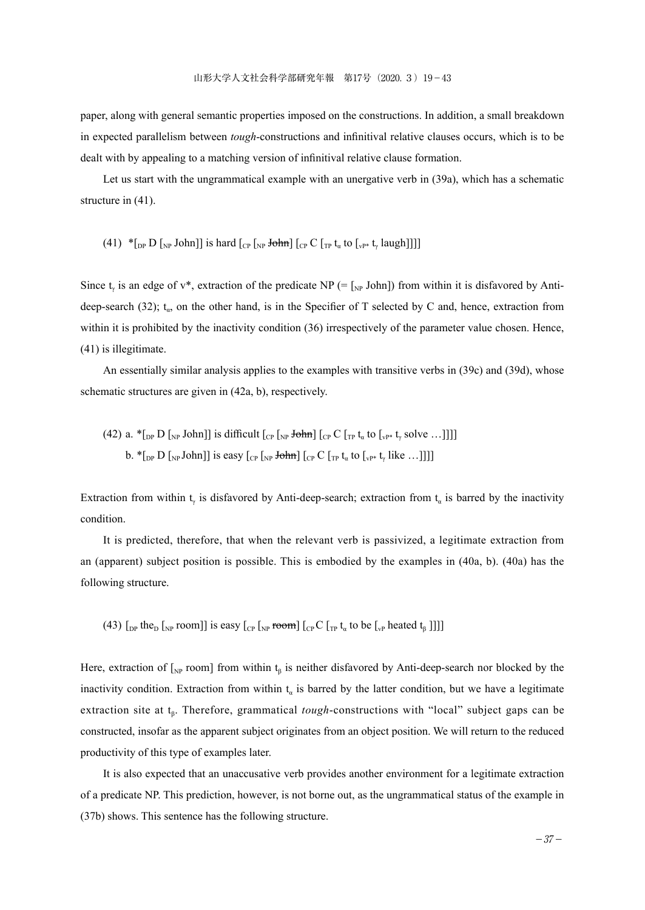paper, along with general semantic properties imposed on the constructions. In addition, a small breakdown in expected parallelism between *tough*-constructions and infinitival relative clauses occurs, which is to be dealt with by appealing to a matching version of infinitival relative clause formation.

Let us start with the ungrammatical example with an unergative verb in (39a), which has a schematic structure in (41).

(41) *[$_{DP}$ D [$_{NP}$ John]] is hard [$_{CP}$ [$_{NP}$ ~~John~~] [$_{CP}$ C [$_{TP}$ $t_\alpha$ to [$_{vP*}$ $t_\gamma$ laugh]]]]

Since $t_\gamma$ is an edge of v*, extraction of the predicate NP (= [$_{NP}$ John]) from within it is disfavored by Anti-deep-search (32); $t_\alpha$, on the other hand, is in the Specifier of T selected by C and, hence, extraction from within it is prohibited by the inactivity condition (36) irrespectively of the parameter value chosen. Hence, (41) is illegitimate.

An essentially similar analysis applies to the examples with transitive verbs in (39c) and (39d), whose schematic structures are given in (42a, b), respectively.

(42) a. *[$_{DP}$ D [$_{NP}$ John]] is difficult [$_{CP}$ [$_{NP}$ ~~John~~] [$_{CP}$ C [$_{TP}$ $t_\alpha$ to [$_{vP*}$ $t_\gamma$ solve …]]]]
b. *[$_{DP}$ D [$_{NP}$ John]] is easy [$_{CP}$ [$_{NP}$ ~~John~~] [$_{CP}$ C [$_{TP}$ $t_\alpha$ to [$_{vP*}$ $t_\gamma$ like …]]]]

Extraction from within $t_\gamma$ is disfavored by Anti-deep-search; extraction from $t_\alpha$ is barred by the inactivity condition.

It is predicted, therefore, that when the relevant verb is passivized, a legitimate extraction from an (apparent) subject position is possible. This is embodied by the examples in (40a, b). (40a) has the following structure.

(43) [$_{DP}$ the$_D$ [$_{NP}$ room]] is easy [$_{CP}$ [$_{NP}$ ~~room~~] [$_{CP}$ C [$_{TP}$ $t_\alpha$ to be [$_{vP}$ heated $t_\beta$ ]]]]

Here, extraction of [$_{NP}$ room] from within $t_\beta$ is neither disfavored by Anti-deep-search nor blocked by the inactivity condition. Extraction from within $t_\alpha$ is barred by the latter condition, but we have a legitimate extraction site at $t_\beta$. Therefore, grammatical *tough*-constructions with "local" subject gaps can be constructed, insofar as the apparent subject originates from an object position. We will return to the reduced productivity of this type of examples later.

It is also expected that an unaccusative verb provides another environment for a legitimate extraction of a predicate NP. This prediction, however, is not borne out, as the ungrammatical status of the example in (37b) shows. This sentence has the following structure.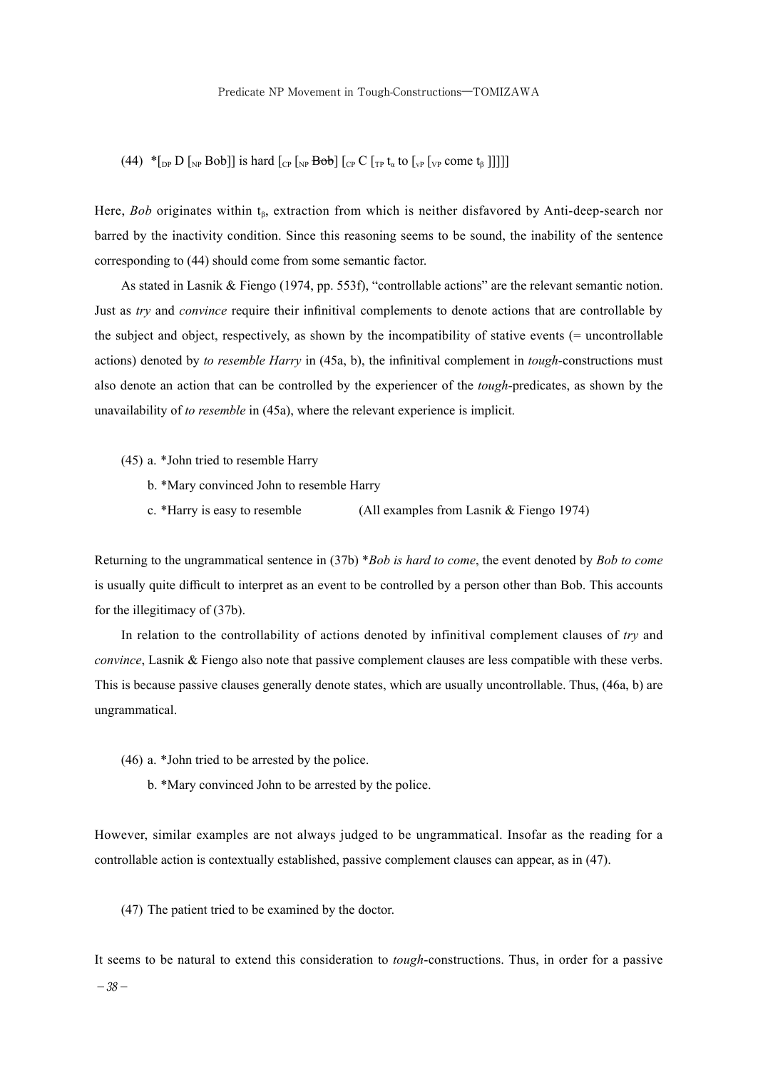(44) *[$_{DP}$ D [$_{NP}$ Bob]] is hard [$_{CP}$ [$_{NP}$ ~~Bob~~] [$_{CP}$ C [$_{TP}$ $t_\alpha$ to [$_{vP}$ [$_{VP}$ come $t_\beta$ ]]]]]

Here, *Bob* originates within $t_\beta$, extraction from which is neither disfavored by Anti-deep-search nor barred by the inactivity condition. Since this reasoning seems to be sound, the inability of the sentence corresponding to (44) should come from some semantic factor.

As stated in Lasnik & Fiengo (1974, pp. 553f), "controllable actions" are the relevant semantic notion. Just as *try* and *convince* require their infinitival complements to denote actions that are controllable by the subject and object, respectively, as shown by the incompatibility of stative events (= uncontrollable actions) denoted by *to resemble Harry* in (45a, b), the infinitival complement in *tough*-constructions must also denote an action that can be controlled by the experiencer of the *tough*-predicates, as shown by the unavailability of *to resemble* in (45a), where the relevant experience is implicit.

(45) a. *John tried to resemble Harry

b. *Mary convinced John to resemble Harry

c. *Harry is easy to resemble (All examples from Lasnik & Fiengo 1974)

Returning to the ungrammatical sentence in (37b) **Bob is hard to come*, the event denoted by *Bob to come* is usually quite difficult to interpret as an event to be controlled by a person other than Bob. This accounts for the illegitimacy of (37b).

In relation to the controllability of actions denoted by infinitival complement clauses of *try* and *convince*, Lasnik & Fiengo also note that passive complement clauses are less compatible with these verbs. This is because passive clauses generally denote states, which are usually uncontrollable. Thus, (46a, b) are ungrammatical.

(46) a. *John tried to be arrested by the police.

b. *Mary convinced John to be arrested by the police.

However, similar examples are not always judged to be ungrammatical. Insofar as the reading for a controllable action is contextually established, passive complement clauses can appear, as in (47).

(47) The patient tried to be examined by the doctor.

It seems to be natural to extend this consideration to *tough*-constructions. Thus, in order for a passive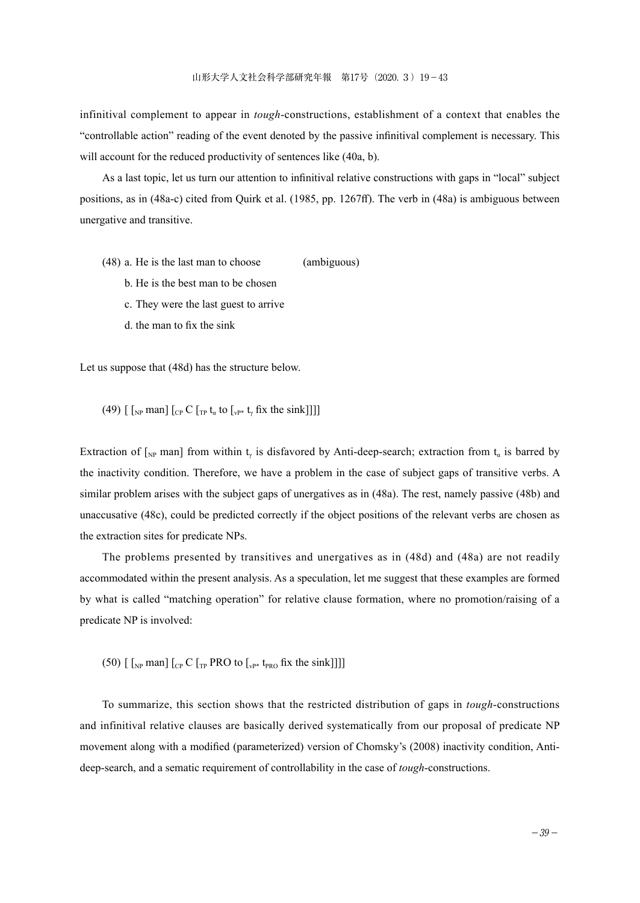infinitival complement to appear in *tough*-constructions, establishment of a context that enables the "controllable action" reading of the event denoted by the passive infinitival complement is necessary. This will account for the reduced productivity of sentences like (40a, b).

As a last topic, let us turn our attention to infinitival relative constructions with gaps in "local" subject positions, as in (48a-c) cited from Quirk et al. (1985, pp. 1267ff). The verb in (48a) is ambiguous between unergative and transitive.

(48) a. He is the last man to choose (ambiguous)

b. He is the best man to be chosen

c. They were the last guest to arrive

d. the man to fix the sink

Let us suppose that (48d) has the structure below.

(49) [ [$_{NP}$ man] [$_{CP}$ C [$_{TP}$ $t_\alpha$ to [$_{vP*}$ $t_\gamma$ fix the sink]]]]

Extraction of [$_{NP}$ man] from within $t_\gamma$ is disfavored by Anti-deep-search; extraction from $t_\alpha$ is barred by the inactivity condition. Therefore, we have a problem in the case of subject gaps of transitive verbs. A similar problem arises with the subject gaps of unergatives as in (48a). The rest, namely passive (48b) and unaccusative (48c), could be predicted correctly if the object positions of the relevant verbs are chosen as the extraction sites for predicate NPs.

The problems presented by transitives and unergatives as in (48d) and (48a) are not readily accommodated within the present analysis. As a speculation, let me suggest that these examples are formed by what is called "matching operation" for relative clause formation, where no promotion/raising of a predicate NP is involved:

(50) [ [$_{NP}$ man] [$_{CP}$ C [$_{TP}$ PRO to [$_{vP*}$ $t_{PRO}$ fix the sink]]]]

To summarize, this section shows that the restricted distribution of gaps in *tough*-constructions and infinitival relative clauses are basically derived systematically from our proposal of predicate NP movement along with a modified (parameterized) version of Chomsky's (2008) inactivity condition, Anti-deep-search, and a sematic requirement of controllability in the case of *tough*-constructions.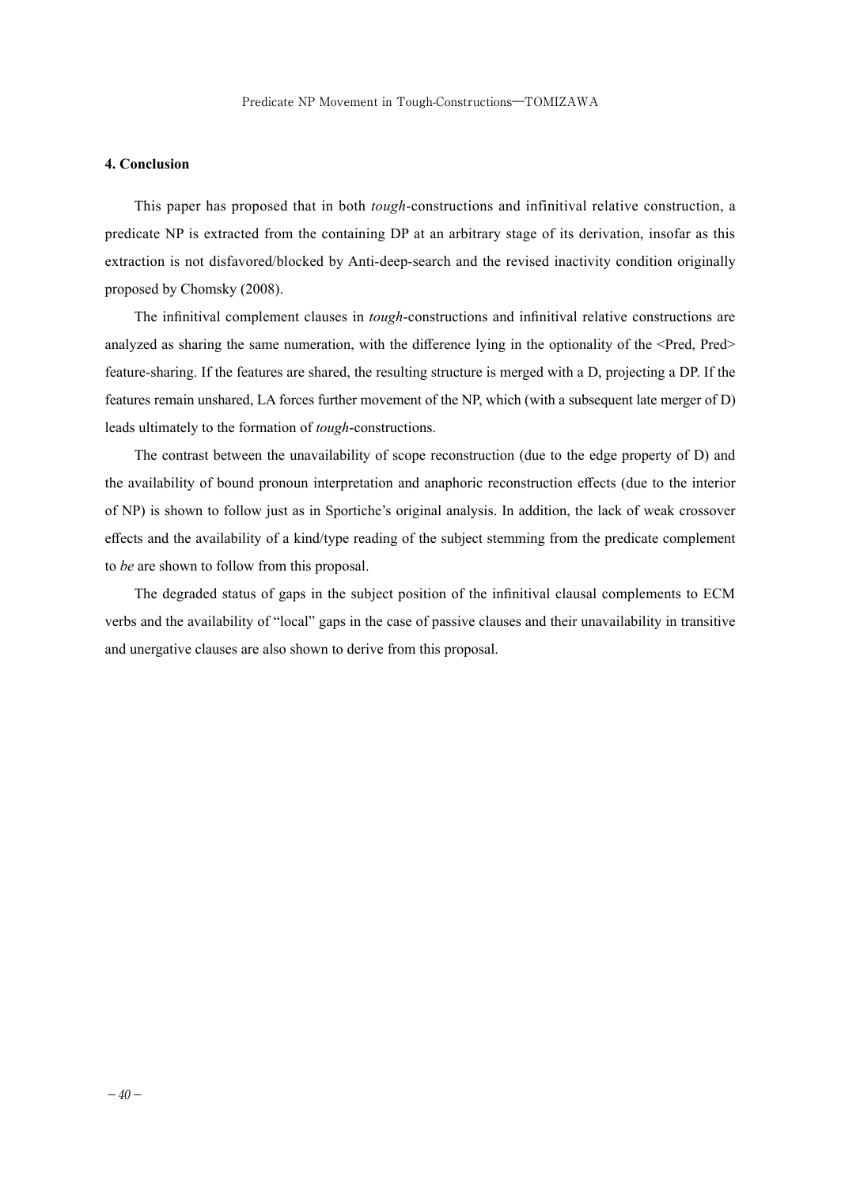## 4. Conclusion

This paper has proposed that in both *tough*-constructions and infinitival relative construction, a predicate NP is extracted from the containing DP at an arbitrary stage of its derivation, insofar as this extraction is not disfavored/blocked by Anti-deep-search and the revised inactivity condition originally proposed by Chomsky (2008).

The infinitival complement clauses in *tough*-constructions and infinitival relative constructions are analyzed as sharing the same numeration, with the difference lying in the optionality of the <Pred, Pred> feature-sharing. If the features are shared, the resulting structure is merged with a D, projecting a DP. If the features remain unshared, LA forces further movement of the NP, which (with a subsequent late merger of D) leads ultimately to the formation of *tough*-constructions.

The contrast between the unavailability of scope reconstruction (due to the edge property of D) and the availability of bound pronoun interpretation and anaphoric reconstruction effects (due to the interior of NP) is shown to follow just as in Sportiche's original analysis. In addition, the lack of weak crossover effects and the availability of a kind/type reading of the subject stemming from the predicate complement to *be* are shown to follow from this proposal.

The degraded status of gaps in the subject position of the infinitival clausal complements to ECM verbs and the availability of "local" gaps in the case of passive clauses and their unavailability in transitive and unergative clauses are also shown to derive from this proposal.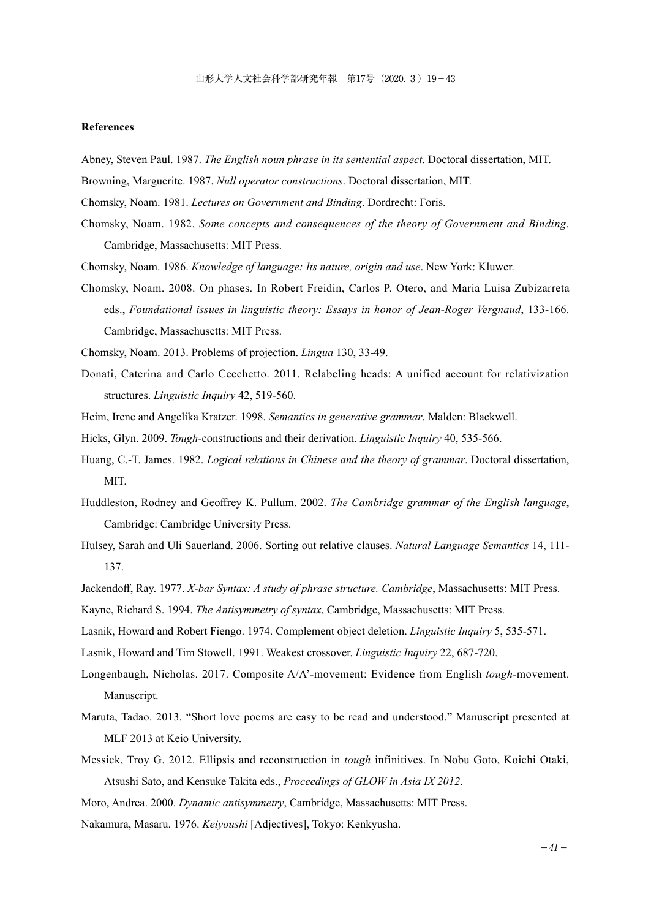**References**

Abney, Steven Paul. 1987. *The English noun phrase in its sentential aspect*. Doctoral dissertation, MIT.

Browning, Marguerite. 1987. *Null operator constructions*. Doctoral dissertation, MIT.

Chomsky, Noam. 1981. *Lectures on Government and Binding*. Dordrecht: Foris.

Chomsky, Noam. 1982. *Some concepts and consequences of the theory of Government and Binding*. Cambridge, Massachusetts: MIT Press.

Chomsky, Noam. 1986. *Knowledge of language: Its nature, origin and use*. New York: Kluwer.

Chomsky, Noam. 2008. On phases. In Robert Freidin, Carlos P. Otero, and Maria Luisa Zubizarreta eds., *Foundational issues in linguistic theory: Essays in honor of Jean-Roger Vergnaud*, 133-166. Cambridge, Massachusetts: MIT Press.

Chomsky, Noam. 2013. Problems of projection. *Lingua* 130, 33-49.

Donati, Caterina and Carlo Cecchetto. 2011. Relabeling heads: A unified account for relativization structures. *Linguistic Inquiry* 42, 519-560.

Heim, Irene and Angelika Kratzer. 1998. *Semantics in generative grammar*. Malden: Blackwell.

Hicks, Glyn. 2009. *Tough*-constructions and their derivation. *Linguistic Inquiry* 40, 535-566.

Huang, C.-T. James. 1982. *Logical relations in Chinese and the theory of grammar*. Doctoral dissertation, MIT.

Huddleston, Rodney and Geoffrey K. Pullum. 2002. *The Cambridge grammar of the English language*, Cambridge: Cambridge University Press.

Hulsey, Sarah and Uli Sauerland. 2006. Sorting out relative clauses. *Natural Language Semantics* 14, 111-137.

Jackendoff, Ray. 1977. *X-bar Syntax: A study of phrase structure. Cambridge*, Massachusetts: MIT Press.

Kayne, Richard S. 1994. *The Antisymmetry of syntax*, Cambridge, Massachusetts: MIT Press.

Lasnik, Howard and Robert Fiengo. 1974. Complement object deletion. *Linguistic Inquiry* 5, 535-571.

Lasnik, Howard and Tim Stowell. 1991. Weakest crossover. *Linguistic Inquiry* 22, 687-720.

Longenbaugh, Nicholas. 2017. Composite A/A'-movement: Evidence from English *tough*-movement. Manuscript.

Maruta, Tadao. 2013. "Short love poems are easy to be read and understood." Manuscript presented at MLF 2013 at Keio University.

Messick, Troy G. 2012. Ellipsis and reconstruction in *tough* infinitives. In Nobu Goto, Koichi Otaki, Atsushi Sato, and Kensuke Takita eds., *Proceedings of GLOW in Asia IX 2012*.

Moro, Andrea. 2000. *Dynamic antisymmetry*, Cambridge, Massachusetts: MIT Press.

Nakamura, Masaru. 1976. *Keiyoushi* [Adjectives], Tokyo: Kenkyusha.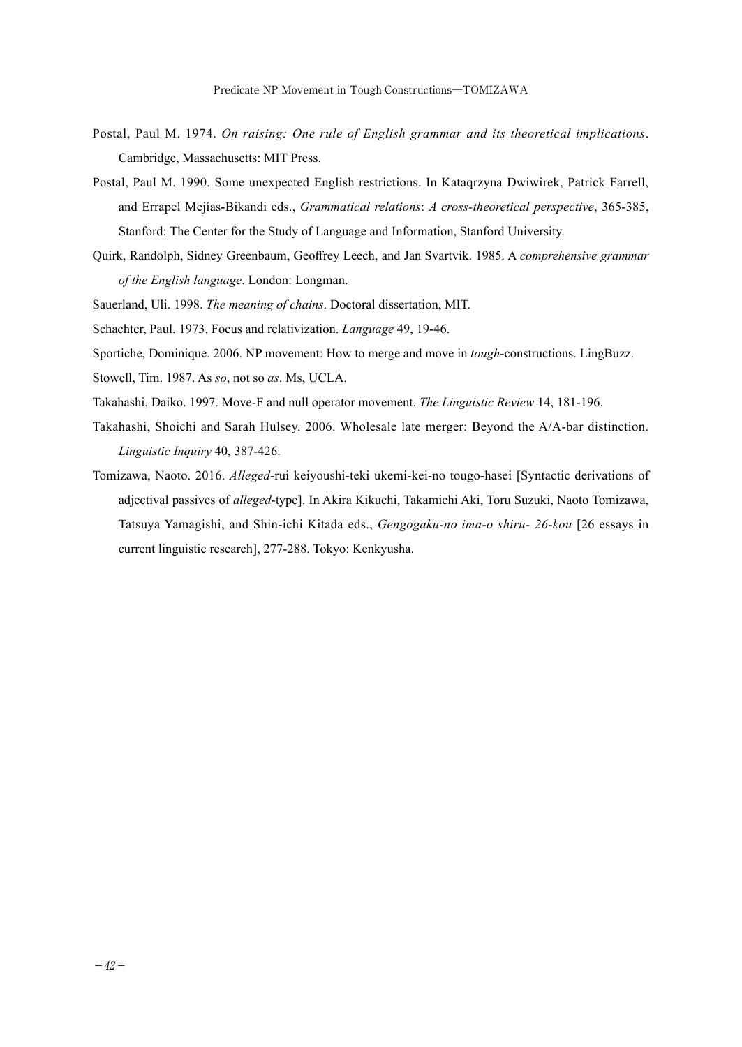Postal, Paul M. 1974. *On raising: One rule of English grammar and its theoretical implications*. Cambridge, Massachusetts: MIT Press.

Postal, Paul M. 1990. Some unexpected English restrictions. In Kataqrzyna Dwiwirek, Patrick Farrell, and Errapel Mejías-Bikandi eds., *Grammatical relations*: *A cross-theoretical perspective*, 365-385, Stanford: The Center for the Study of Language and Information, Stanford University.

Quirk, Randolph, Sidney Greenbaum, Geoffrey Leech, and Jan Svartvik. 1985. A *comprehensive grammar of the English language*. London: Longman.

Sauerland, Uli. 1998. *The meaning of chains*. Doctoral dissertation, MIT.

Schachter, Paul. 1973. Focus and relativization. *Language* 49, 19-46.

Sportiche, Dominique. 2006. NP movement: How to merge and move in *tough*-constructions. LingBuzz.

Stowell, Tim. 1987. As *so*, not so *as*. Ms, UCLA.

Takahashi, Daiko. 1997. Move-F and null operator movement. *The Linguistic Review* 14, 181-196.

Takahashi, Shoichi and Sarah Hulsey. 2006. Wholesale late merger: Beyond the A/A-bar distinction. *Linguistic Inquiry* 40, 387-426.

Tomizawa, Naoto. 2016. *Alleged*-rui keiyoushi-teki ukemi-kei-no tougo-hasei [Syntactic derivations of adjectival passives of *alleged*-type]. In Akira Kikuchi, Takamichi Aki, Toru Suzuki, Naoto Tomizawa, Tatsuya Yamagishi, and Shin-ichi Kitada eds., *Gengogaku-no ima-o shiru- 26-kou* [26 essays in current linguistic research], 277-288. Tokyo: Kenkyusha.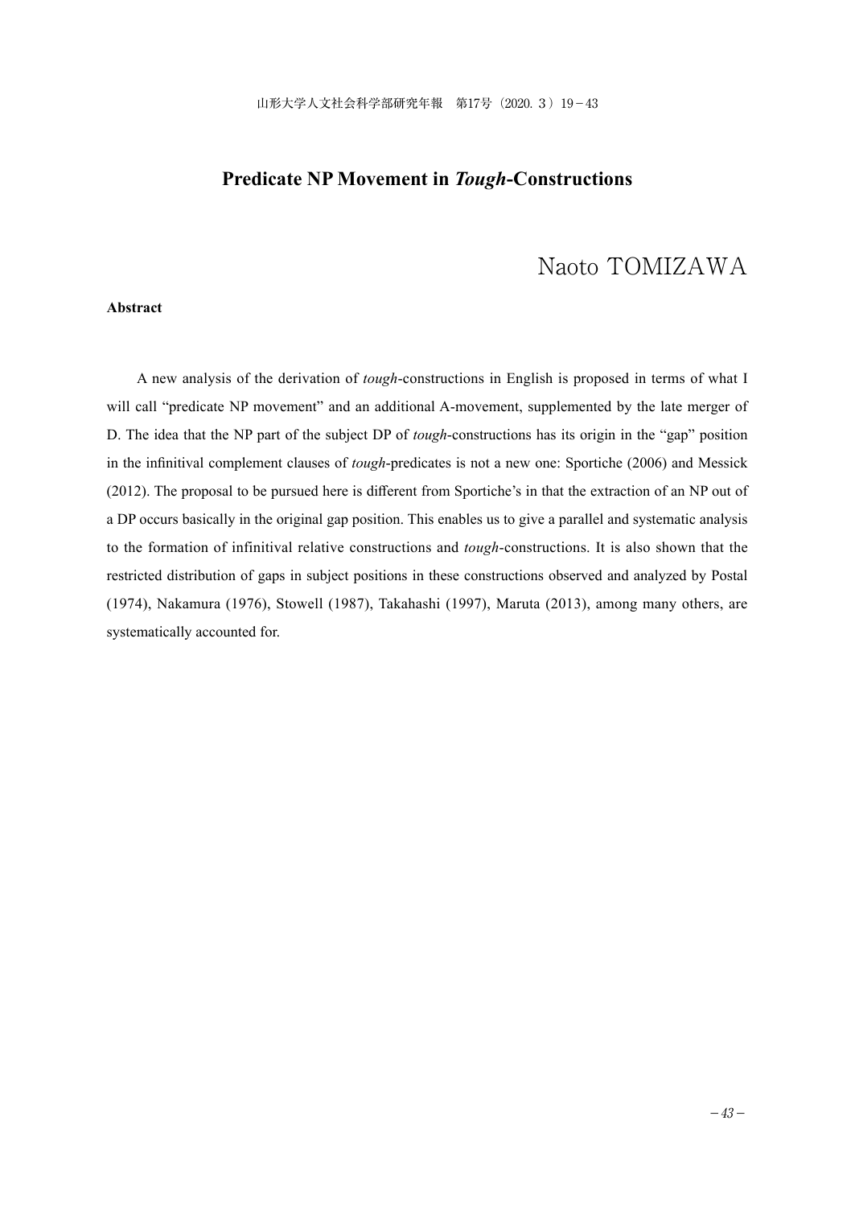# Predicate NP Movement in *Tough*-Constructions

Naoto TOMIZAWA

**Abstract**

A new analysis of the derivation of *tough*-constructions in English is proposed in terms of what I will call "predicate NP movement" and an additional A-movement, supplemented by the late merger of D. The idea that the NP part of the subject DP of *tough*-constructions has its origin in the "gap" position in the infinitival complement clauses of *tough*-predicates is not a new one: Sportiche (2006) and Messick (2012). The proposal to be pursued here is different from Sportiche's in that the extraction of an NP out of a DP occurs basically in the original gap position. This enables us to give a parallel and systematic analysis to the formation of infinitival relative constructions and *tough*-constructions. It is also shown that the restricted distribution of gaps in subject positions in these constructions observed and analyzed by Postal (1974), Nakamura (1976), Stowell (1987), Takahashi (1997), Maruta (2013), among many others, are systematically accounted for.